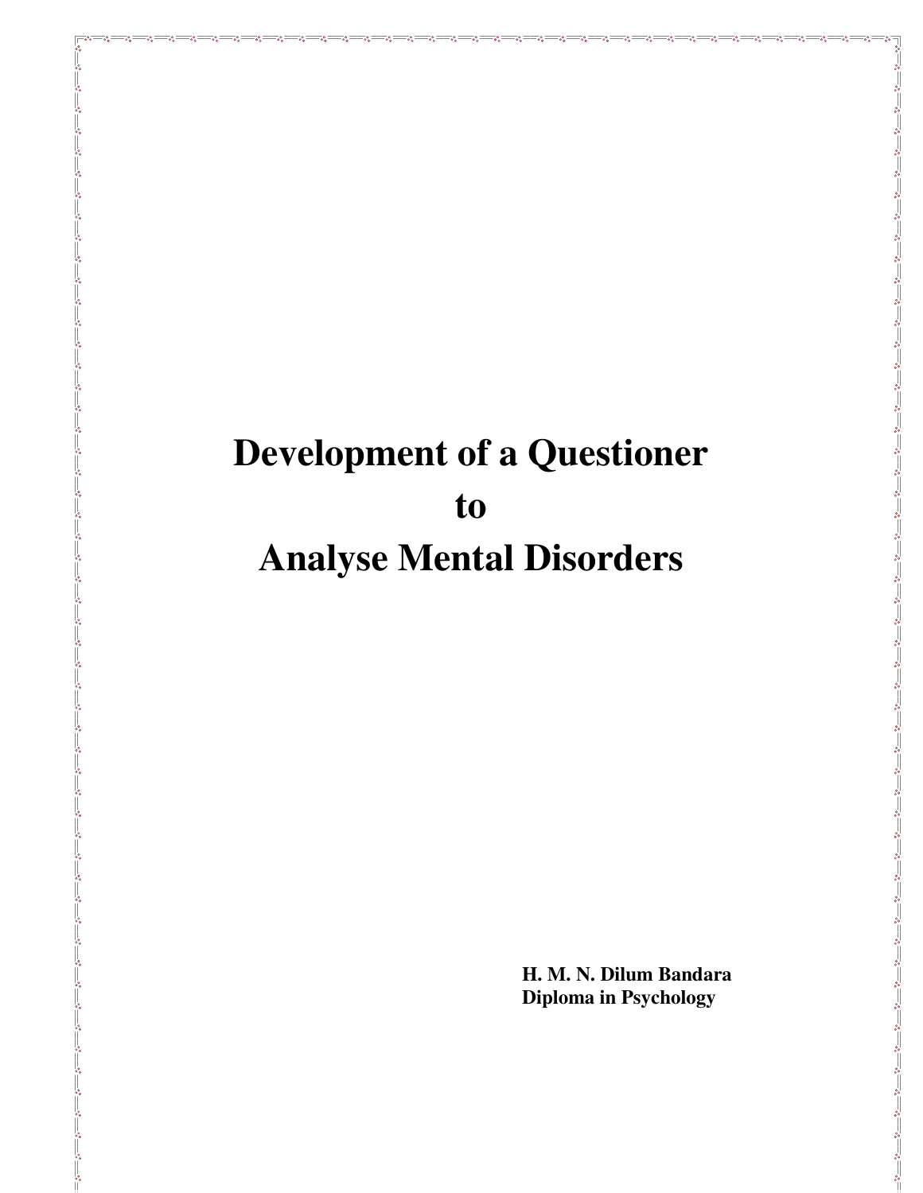# Development of a Questioner to Analyse Mental Disorders

**H. M. N. Dilum Bandara**
**Diploma in Psychology**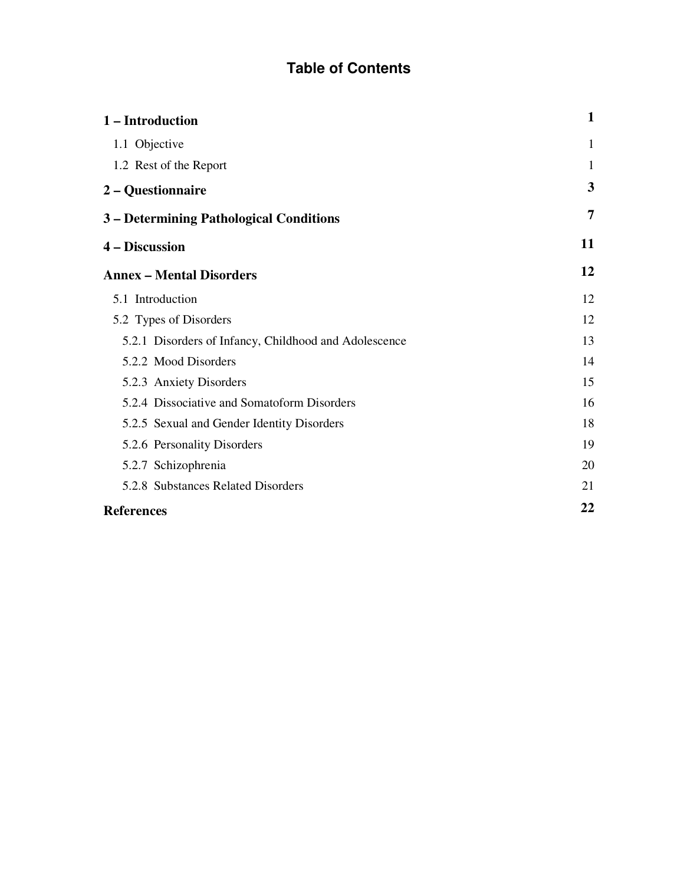# Table of Contents

**1 – Introduction** **1**

- 1.1 Objective 1
- 1.2 Rest of the Report 1

**2 – Questionnaire** **3**

**3 – Determining Pathological Conditions** **7**

**4 – Discussion** **11**

**Annex – Mental Disorders** **12**

- 5.1 Introduction 12
- 5.2 Types of Disorders 12
  - 5.2.1 Disorders of Infancy, Childhood and Adolescence 13
  - 5.2.2 Mood Disorders 14
  - 5.2.3 Anxiety Disorders 15
  - 5.2.4 Dissociative and Somatoform Disorders 16
  - 5.2.5 Sexual and Gender Identity Disorders 18
  - 5.2.6 Personality Disorders 19
  - 5.2.7 Schizophrenia 20
  - 5.2.8 Substances Related Disorders 21

**References** **22**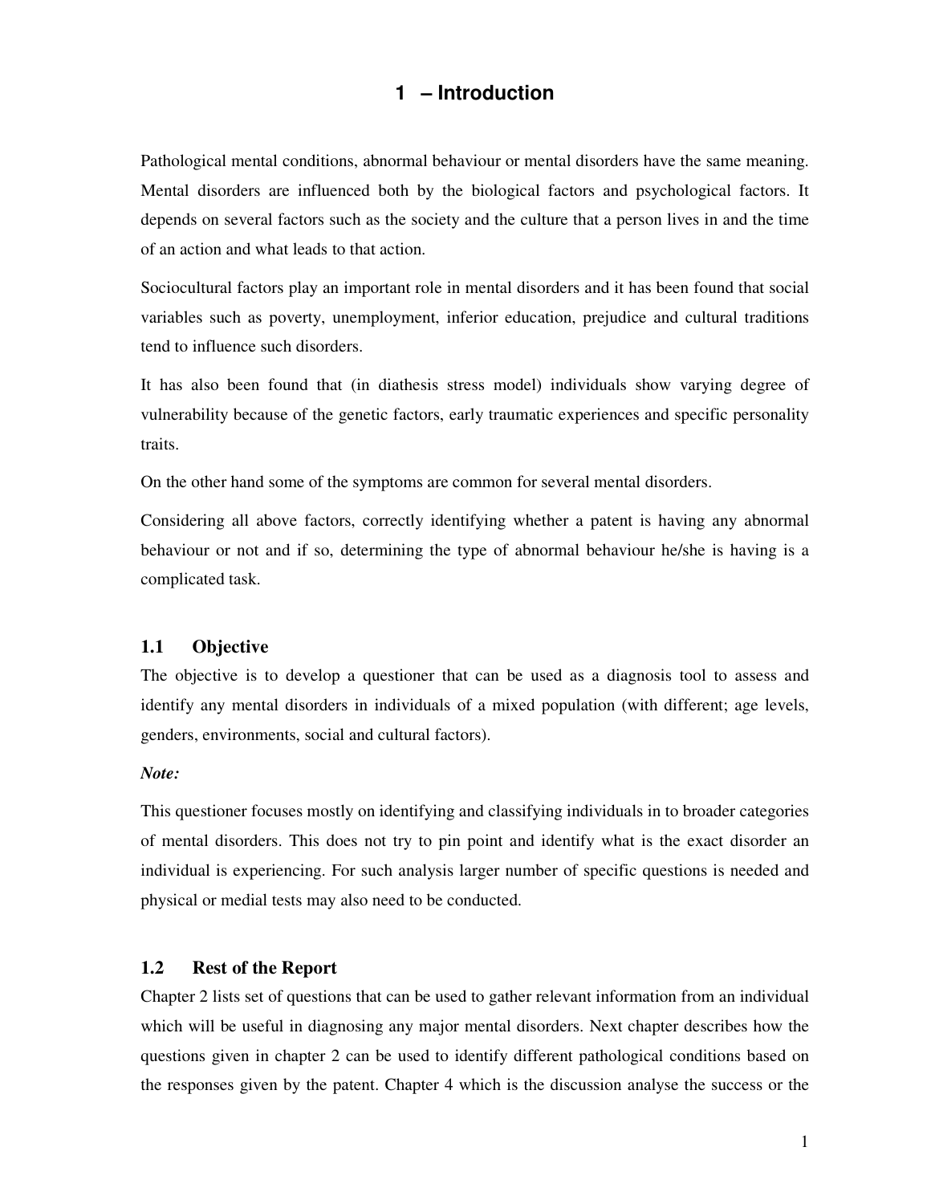# 1 – Introduction

Pathological mental conditions, abnormal behaviour or mental disorders have the same meaning. Mental disorders are influenced both by the biological factors and psychological factors. It depends on several factors such as the society and the culture that a person lives in and the time of an action and what leads to that action.

Sociocultural factors play an important role in mental disorders and it has been found that social variables such as poverty, unemployment, inferior education, prejudice and cultural traditions tend to influence such disorders.

It has also been found that (in diathesis stress model) individuals show varying degree of vulnerability because of the genetic factors, early traumatic experiences and specific personality traits.

On the other hand some of the symptoms are common for several mental disorders.

Considering all above factors, correctly identifying whether a patent is having any abnormal behaviour or not and if so, determining the type of abnormal behaviour he/she is having is a complicated task.

## 1.1 Objective

The objective is to develop a questioner that can be used as a diagnosis tool to assess and identify any mental disorders in individuals of a mixed population (with different; age levels, genders, environments, social and cultural factors).

***Note:***

This questioner focuses mostly on identifying and classifying individuals in to broader categories of mental disorders. This does not try to pin point and identify what is the exact disorder an individual is experiencing. For such analysis larger number of specific questions is needed and physical or medial tests may also need to be conducted.

## 1.2 Rest of the Report

Chapter 2 lists set of questions that can be used to gather relevant information from an individual which will be useful in diagnosing any major mental disorders. Next chapter describes how the questions given in chapter 2 can be used to identify different pathological conditions based on the responses given by the patent. Chapter 4 which is the discussion analyse the success or the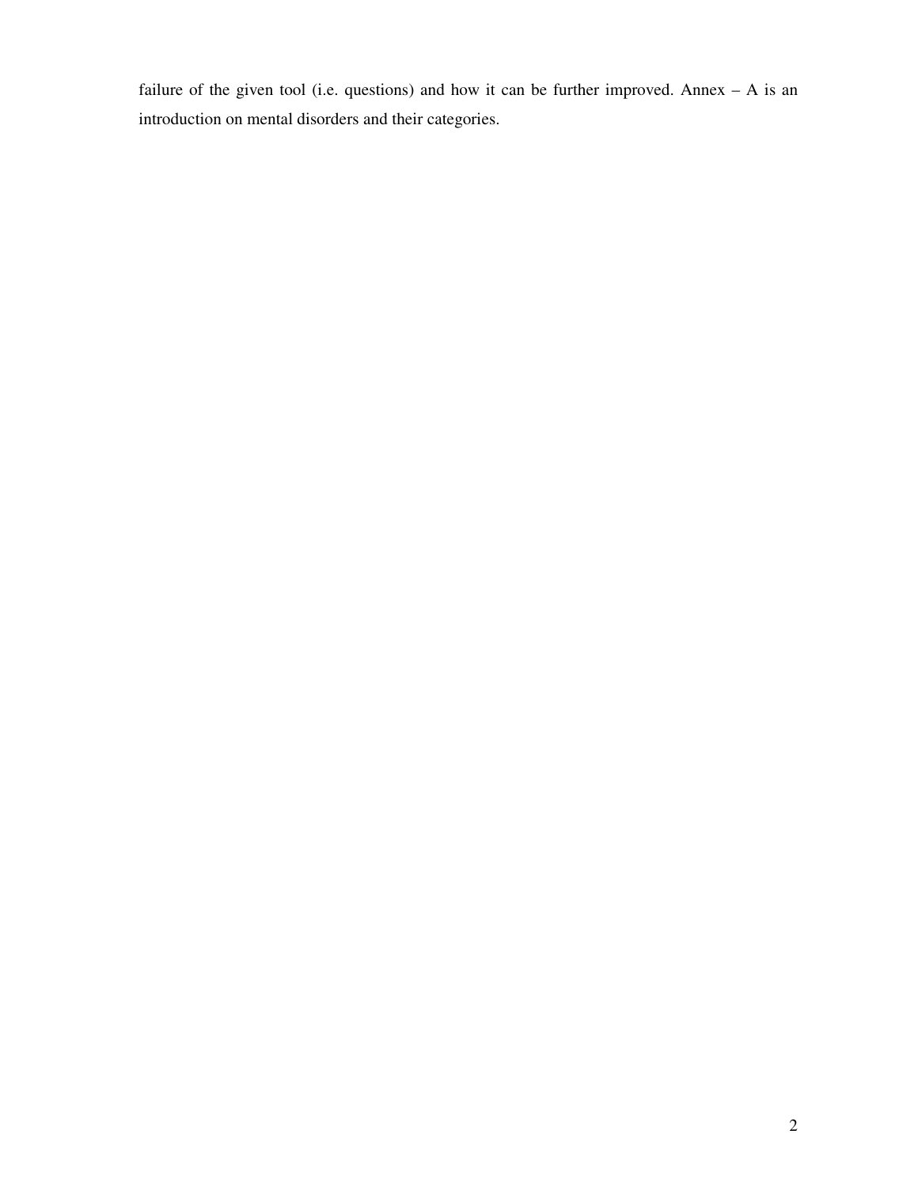failure of the given tool (i.e. questions) and how it can be further improved. Annex – A is an introduction on mental disorders and their categories.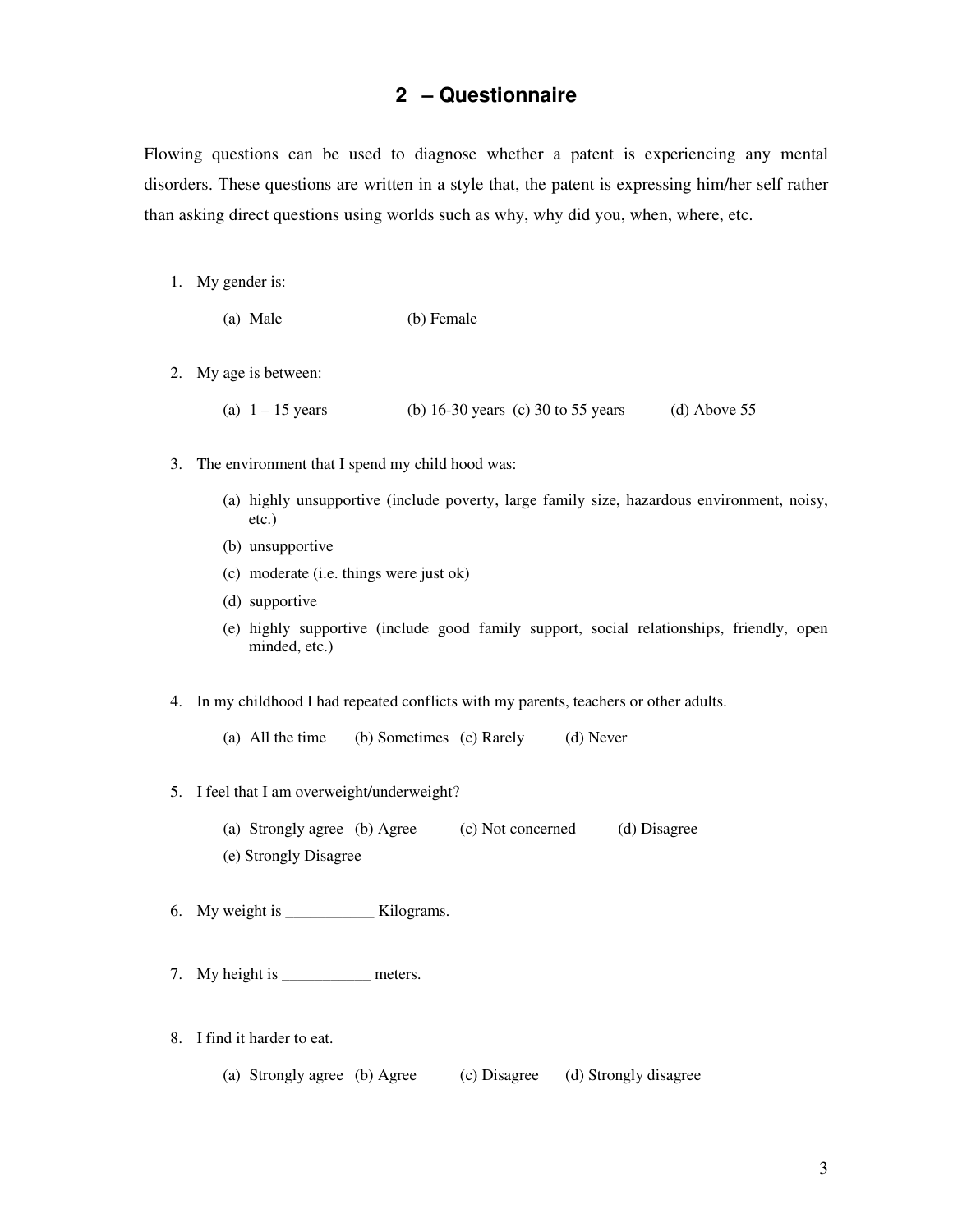## 2 – Questionnaire

Flowing questions can be used to diagnose whether a patent is experiencing any mental disorders. These questions are written in a style that, the patent is expressing him/her self rather than asking direct questions using worlds such as why, why did you, when, where, etc.

1. My gender is:

   (a) Male (b) Female

2. My age is between:

   (a) 1 – 15 years (b) 16-30 years (c) 30 to 55 years (d) Above 55

3. The environment that I spend my child hood was:

   (a) highly unsupportive (include poverty, large family size, hazardous environment, noisy, etc.)
   (b) unsupportive
   (c) moderate (i.e. things were just ok)
   (d) supportive
   (e) highly supportive (include good family support, social relationships, friendly, open minded, etc.)

4. In my childhood I had repeated conflicts with my parents, teachers or other adults.

   (a) All the time (b) Sometimes (c) Rarely (d) Never

5. I feel that I am overweight/underweight?

   (a) Strongly agree (b) Agree (c) Not concerned (d) Disagree
   (e) Strongly Disagree

6. My weight is ___________ Kilograms.

7. My height is ___________ meters.

8. I find it harder to eat.

   (a) Strongly agree (b) Agree (c) Disagree (d) Strongly disagree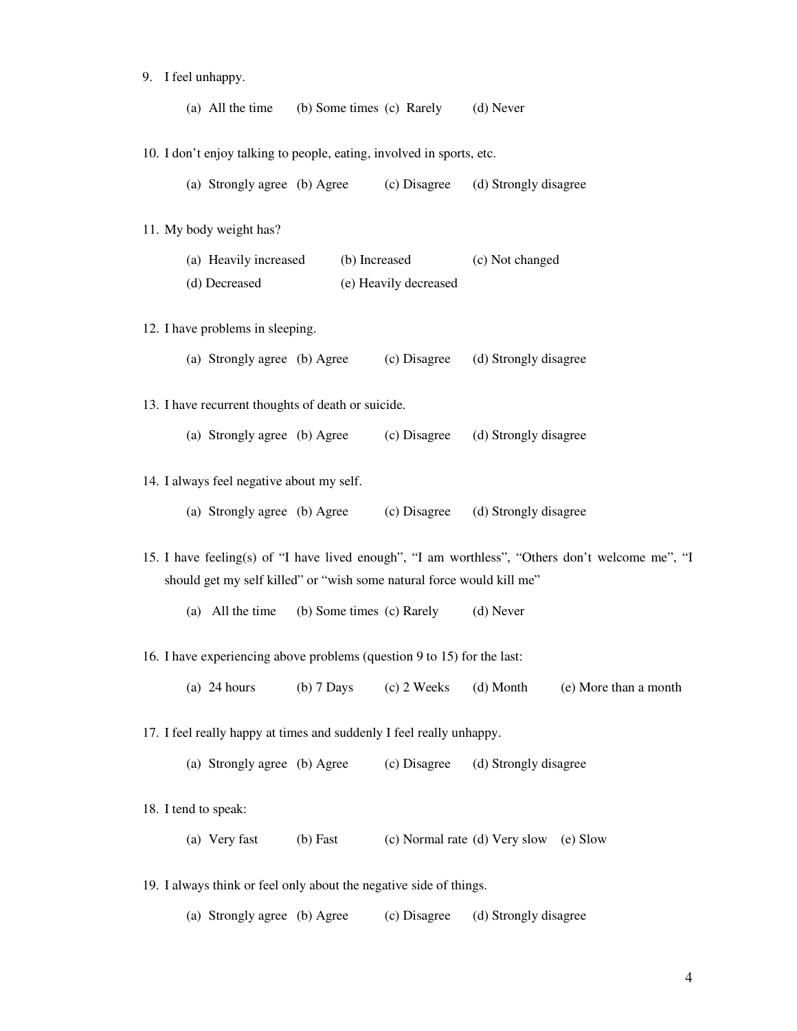9. I feel unhappy.

   (a) All the time (b) Some times (c) Rarely (d) Never

10. I don't enjoy talking to people, eating, involved in sports, etc.

    (a) Strongly agree (b) Agree (c) Disagree (d) Strongly disagree

11. My body weight has?

    (a) Heavily increased (b) Increased (c) Not changed
    (d) Decreased (e) Heavily decreased

12. I have problems in sleeping.

    (a) Strongly agree (b) Agree (c) Disagree (d) Strongly disagree

13. I have recurrent thoughts of death or suicide.

    (a) Strongly agree (b) Agree (c) Disagree (d) Strongly disagree

14. I always feel negative about my self.

    (a) Strongly agree (b) Agree (c) Disagree (d) Strongly disagree

15. I have feeling(s) of "I have lived enough", "I am worthless", "Others don't welcome me", "I should get my self killed" or "wish some natural force would kill me"

    (a) All the time (b) Some times (c) Rarely (d) Never

16. I have experiencing above problems (question 9 to 15) for the last:

    (a) 24 hours (b) 7 Days (c) 2 Weeks (d) Month (e) More than a month

17. I feel really happy at times and suddenly I feel really unhappy.

    (a) Strongly agree (b) Agree (c) Disagree (d) Strongly disagree

18. I tend to speak:

    (a) Very fast (b) Fast (c) Normal rate (d) Very slow (e) Slow

19. I always think or feel only about the negative side of things.

    (a) Strongly agree (b) Agree (c) Disagree (d) Strongly disagree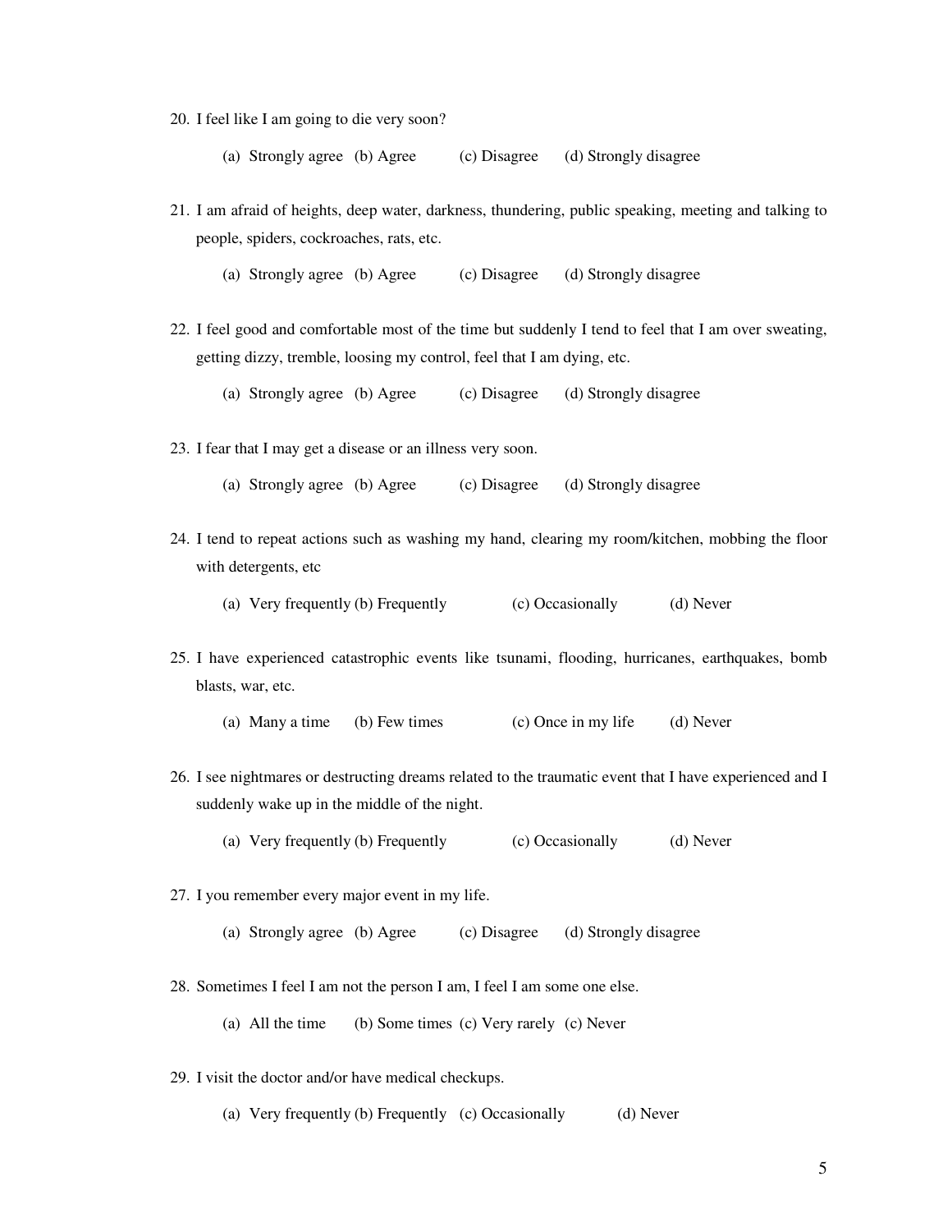20. I feel like I am going to die very soon?

    (a) Strongly agree (b) Agree (c) Disagree (d) Strongly disagree

21. I am afraid of heights, deep water, darkness, thundering, public speaking, meeting and talking to people, spiders, cockroaches, rats, etc.

    (a) Strongly agree (b) Agree (c) Disagree (d) Strongly disagree

22. I feel good and comfortable most of the time but suddenly I tend to feel that I am over sweating, getting dizzy, tremble, loosing my control, feel that I am dying, etc.

    (a) Strongly agree (b) Agree (c) Disagree (d) Strongly disagree

23. I fear that I may get a disease or an illness very soon.

    (a) Strongly agree (b) Agree (c) Disagree (d) Strongly disagree

24. I tend to repeat actions such as washing my hand, clearing my room/kitchen, mobbing the floor with detergents, etc

    (a) Very frequently (b) Frequently (c) Occasionally (d) Never

25. I have experienced catastrophic events like tsunami, flooding, hurricanes, earthquakes, bomb blasts, war, etc.

    (a) Many a time (b) Few times (c) Once in my life (d) Never

26. I see nightmares or destructing dreams related to the traumatic event that I have experienced and I suddenly wake up in the middle of the night.

    (a) Very frequently (b) Frequently (c) Occasionally (d) Never

27. I you remember every major event in my life.

    (a) Strongly agree (b) Agree (c) Disagree (d) Strongly disagree

28. Sometimes I feel I am not the person I am, I feel I am some one else.

    (a) All the time (b) Some times (c) Very rarely (c) Never

29. I visit the doctor and/or have medical checkups.

    (a) Very frequently (b) Frequently (c) Occasionally (d) Never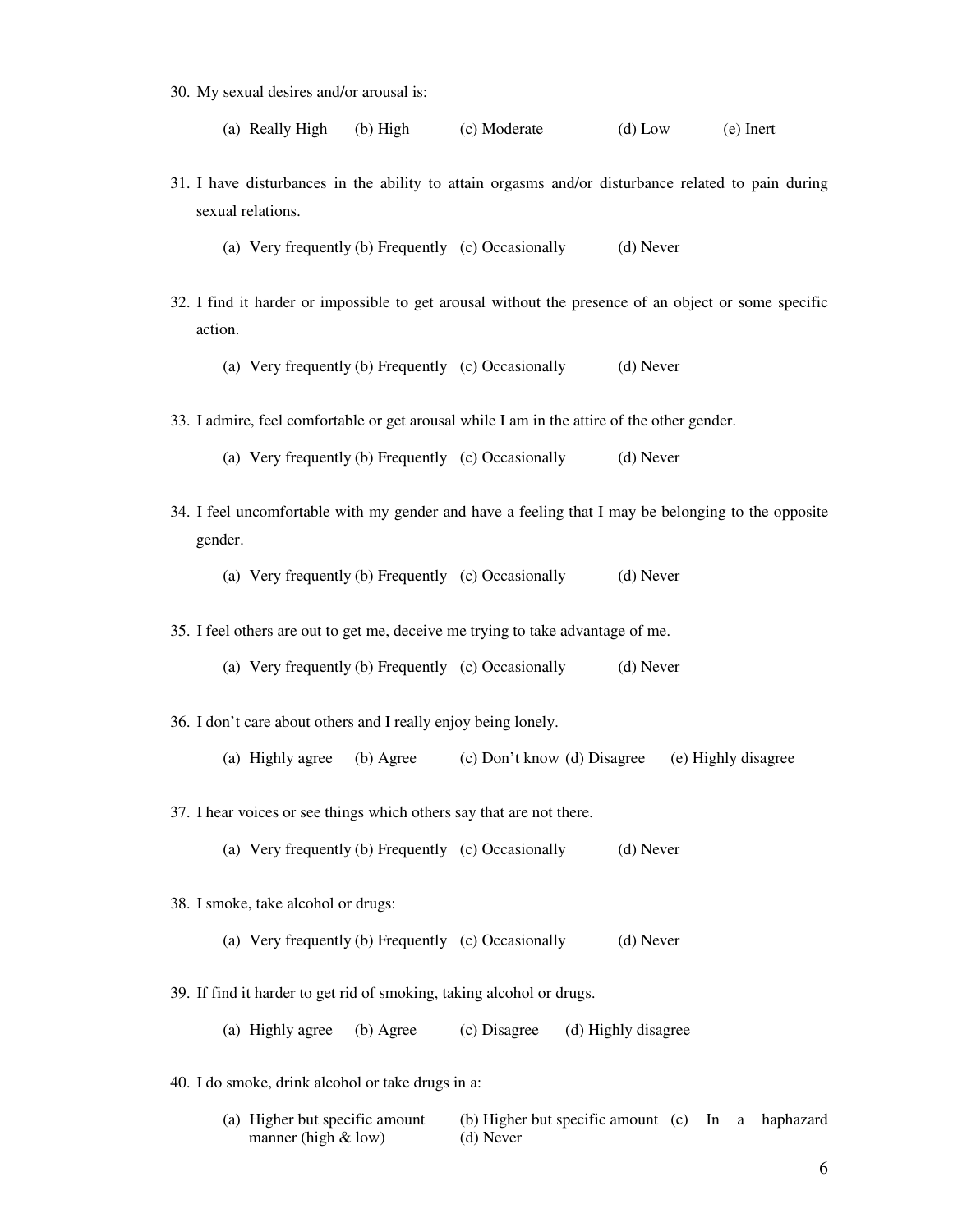30. My sexual desires and/or arousal is:

    (a) Really High (b) High (c) Moderate (d) Low (e) Inert

31. I have disturbances in the ability to attain orgasms and/or disturbance related to pain during sexual relations.

    (a) Very frequently (b) Frequently (c) Occasionally (d) Never

32. I find it harder or impossible to get arousal without the presence of an object or some specific action.

    (a) Very frequently (b) Frequently (c) Occasionally (d) Never

33. I admire, feel comfortable or get arousal while I am in the attire of the other gender.

    (a) Very frequently (b) Frequently (c) Occasionally (d) Never

34. I feel uncomfortable with my gender and have a feeling that I may be belonging to the opposite gender.

    (a) Very frequently (b) Frequently (c) Occasionally (d) Never

35. I feel others are out to get me, deceive me trying to take advantage of me.

    (a) Very frequently (b) Frequently (c) Occasionally (d) Never

36. I don't care about others and I really enjoy being lonely.

    (a) Highly agree (b) Agree (c) Don't know (d) Disagree (e) Highly disagree

37. I hear voices or see things which others say that are not there.

    (a) Very frequently (b) Frequently (c) Occasionally (d) Never

38. I smoke, take alcohol or drugs:

    (a) Very frequently (b) Frequently (c) Occasionally (d) Never

39. If find it harder to get rid of smoking, taking alcohol or drugs.

    (a) Highly agree (b) Agree (c) Disagree (d) Highly disagree

40. I do smoke, drink alcohol or take drugs in a:

    (a) Higher but specific amount (b) Higher but specific amount (c) In a haphazard manner (high & low) (d) Never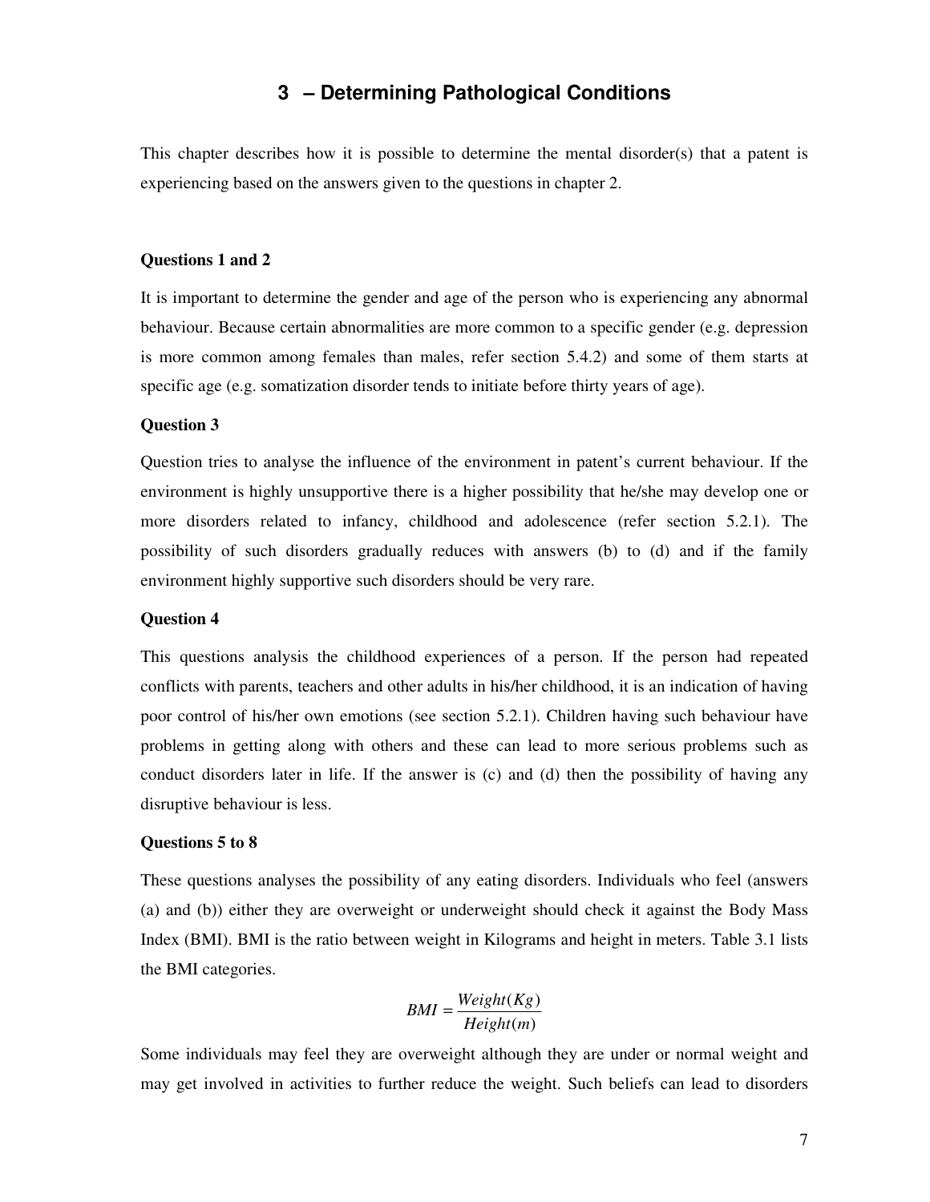# 3 – Determining Pathological Conditions

This chapter describes how it is possible to determine the mental disorder(s) that a patent is experiencing based on the answers given to the questions in chapter 2.

**Questions 1 and 2**

It is important to determine the gender and age of the person who is experiencing any abnormal behaviour. Because certain abnormalities are more common to a specific gender (e.g. depression is more common among females than males, refer section 5.4.2) and some of them starts at specific age (e.g. somatization disorder tends to initiate before thirty years of age).

**Question 3**

Question tries to analyse the influence of the environment in patent's current behaviour. If the environment is highly unsupportive there is a higher possibility that he/she may develop one or more disorders related to infancy, childhood and adolescence (refer section 5.2.1). The possibility of such disorders gradually reduces with answers (b) to (d) and if the family environment highly supportive such disorders should be very rare.

**Question 4**

This questions analysis the childhood experiences of a person. If the person had repeated conflicts with parents, teachers and other adults in his/her childhood, it is an indication of having poor control of his/her own emotions (see section 5.2.1). Children having such behaviour have problems in getting along with others and these can lead to more serious problems such as conduct disorders later in life. If the answer is (c) and (d) then the possibility of having any disruptive behaviour is less.

**Questions 5 to 8**

These questions analyses the possibility of any eating disorders. Individuals who feel (answers (a) and (b)) either they are overweight or underweight should check it against the Body Mass Index (BMI). BMI is the ratio between weight in Kilograms and height in meters. Table 3.1 lists the BMI categories.

$$BMI = \frac{Weight(Kg)}{Height(m)}$$

Some individuals may feel they are overweight although they are under or normal weight and may get involved in activities to further reduce the weight. Such beliefs can lead to disorders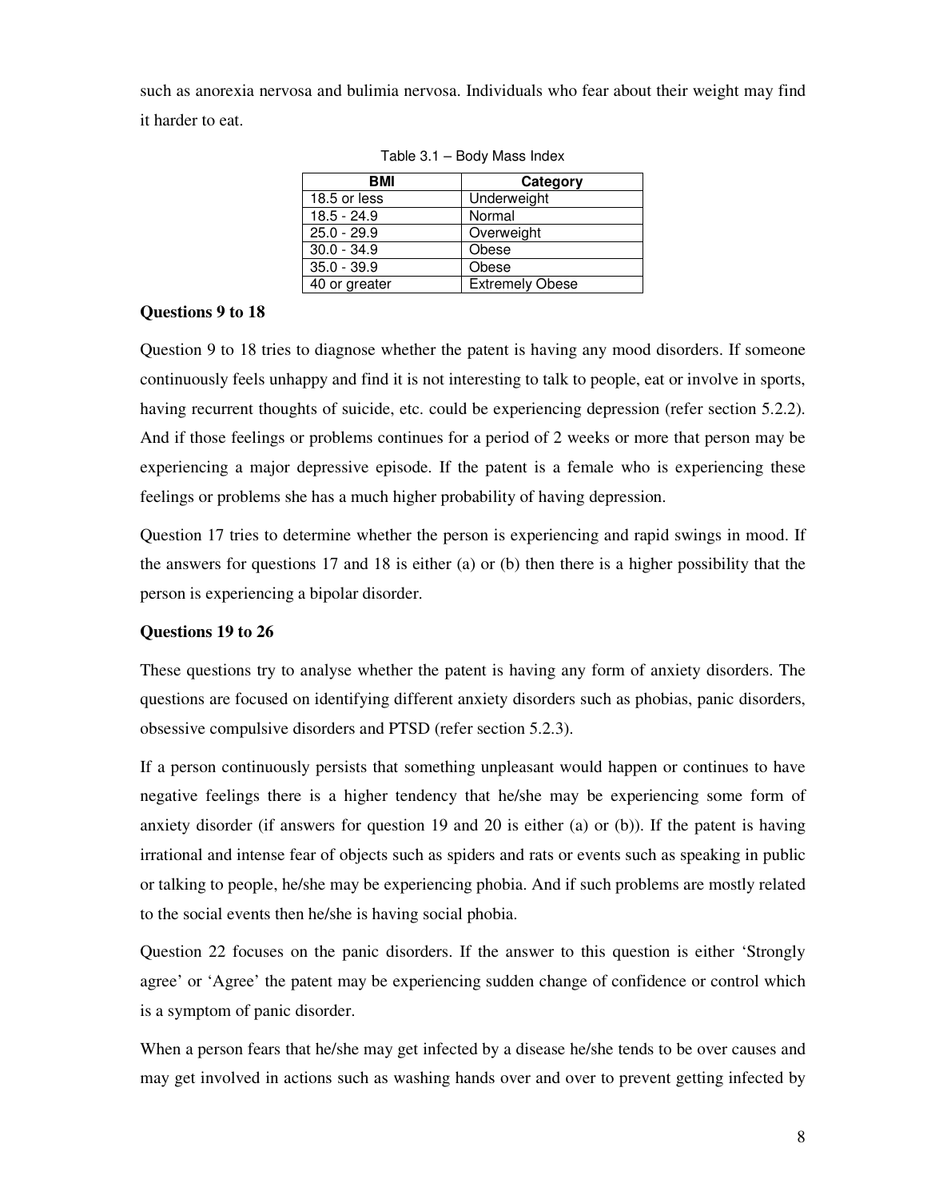such as anorexia nervosa and bulimia nervosa. Individuals who fear about their weight may find it harder to eat.

Table 3.1 – Body Mass Index

| BMI | Category |
|---|---|
| 18.5 or less | Underweight |
| 18.5 - 24.9 | Normal |
| 25.0 - 29.9 | Overweight |
| 30.0 - 34.9 | Obese |
| 35.0 - 39.9 | Obese |
| 40 or greater | Extremely Obese |

**Questions 9 to 18**

Question 9 to 18 tries to diagnose whether the patent is having any mood disorders. If someone continuously feels unhappy and find it is not interesting to talk to people, eat or involve in sports, having recurrent thoughts of suicide, etc. could be experiencing depression (refer section 5.2.2). And if those feelings or problems continues for a period of 2 weeks or more that person may be experiencing a major depressive episode. If the patent is a female who is experiencing these feelings or problems she has a much higher probability of having depression.

Question 17 tries to determine whether the person is experiencing and rapid swings in mood. If the answers for questions 17 and 18 is either (a) or (b) then there is a higher possibility that the person is experiencing a bipolar disorder.

**Questions 19 to 26**

These questions try to analyse whether the patent is having any form of anxiety disorders. The questions are focused on identifying different anxiety disorders such as phobias, panic disorders, obsessive compulsive disorders and PTSD (refer section 5.2.3).

If a person continuously persists that something unpleasant would happen or continues to have negative feelings there is a higher tendency that he/she may be experiencing some form of anxiety disorder (if answers for question 19 and 20 is either (a) or (b)). If the patent is having irrational and intense fear of objects such as spiders and rats or events such as speaking in public or talking to people, he/she may be experiencing phobia. And if such problems are mostly related to the social events then he/she is having social phobia.

Question 22 focuses on the panic disorders. If the answer to this question is either 'Strongly agree' or 'Agree' the patent may be experiencing sudden change of confidence or control which is a symptom of panic disorder.

When a person fears that he/she may get infected by a disease he/she tends to be over causes and may get involved in actions such as washing hands over and over to prevent getting infected by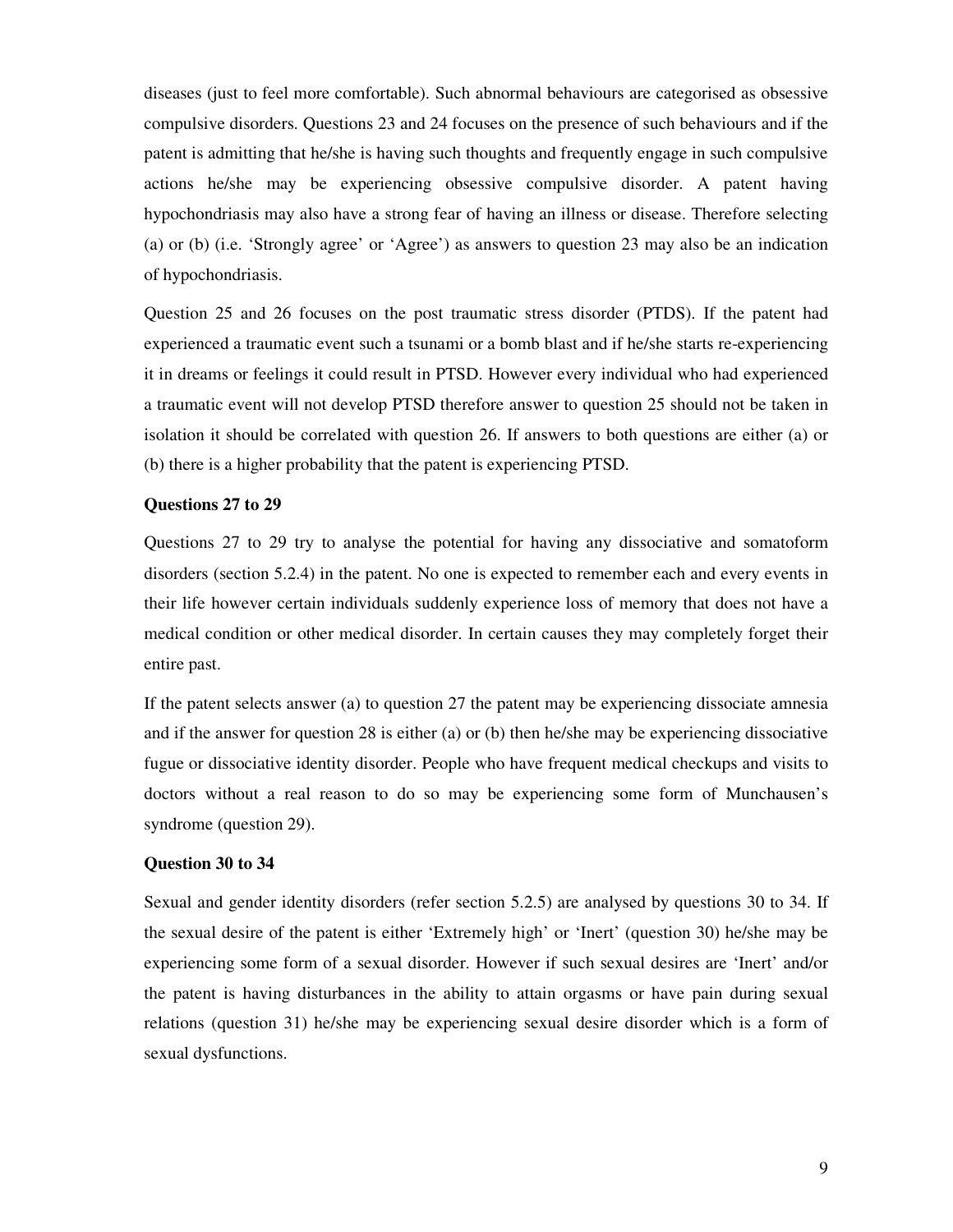diseases (just to feel more comfortable). Such abnormal behaviours are categorised as obsessive compulsive disorders. Questions 23 and 24 focuses on the presence of such behaviours and if the patent is admitting that he/she is having such thoughts and frequently engage in such compulsive actions he/she may be experiencing obsessive compulsive disorder. A patent having hypochondriasis may also have a strong fear of having an illness or disease. Therefore selecting (a) or (b) (i.e. 'Strongly agree' or 'Agree') as answers to question 23 may also be an indication of hypochondriasis.

Question 25 and 26 focuses on the post traumatic stress disorder (PTDS). If the patent had experienced a traumatic event such a tsunami or a bomb blast and if he/she starts re-experiencing it in dreams or feelings it could result in PTSD. However every individual who had experienced a traumatic event will not develop PTSD therefore answer to question 25 should not be taken in isolation it should be correlated with question 26. If answers to both questions are either (a) or (b) there is a higher probability that the patent is experiencing PTSD.

**Questions 27 to 29**

Questions 27 to 29 try to analyse the potential for having any dissociative and somatoform disorders (section 5.2.4) in the patent. No one is expected to remember each and every events in their life however certain individuals suddenly experience loss of memory that does not have a medical condition or other medical disorder. In certain causes they may completely forget their entire past.

If the patent selects answer (a) to question 27 the patent may be experiencing dissociate amnesia and if the answer for question 28 is either (a) or (b) then he/she may be experiencing dissociative fugue or dissociative identity disorder. People who have frequent medical checkups and visits to doctors without a real reason to do so may be experiencing some form of Munchausen's syndrome (question 29).

**Question 30 to 34**

Sexual and gender identity disorders (refer section 5.2.5) are analysed by questions 30 to 34. If the sexual desire of the patent is either 'Extremely high' or 'Inert' (question 30) he/she may be experiencing some form of a sexual disorder. However if such sexual desires are 'Inert' and/or the patent is having disturbances in the ability to attain orgasms or have pain during sexual relations (question 31) he/she may be experiencing sexual desire disorder which is a form of sexual dysfunctions.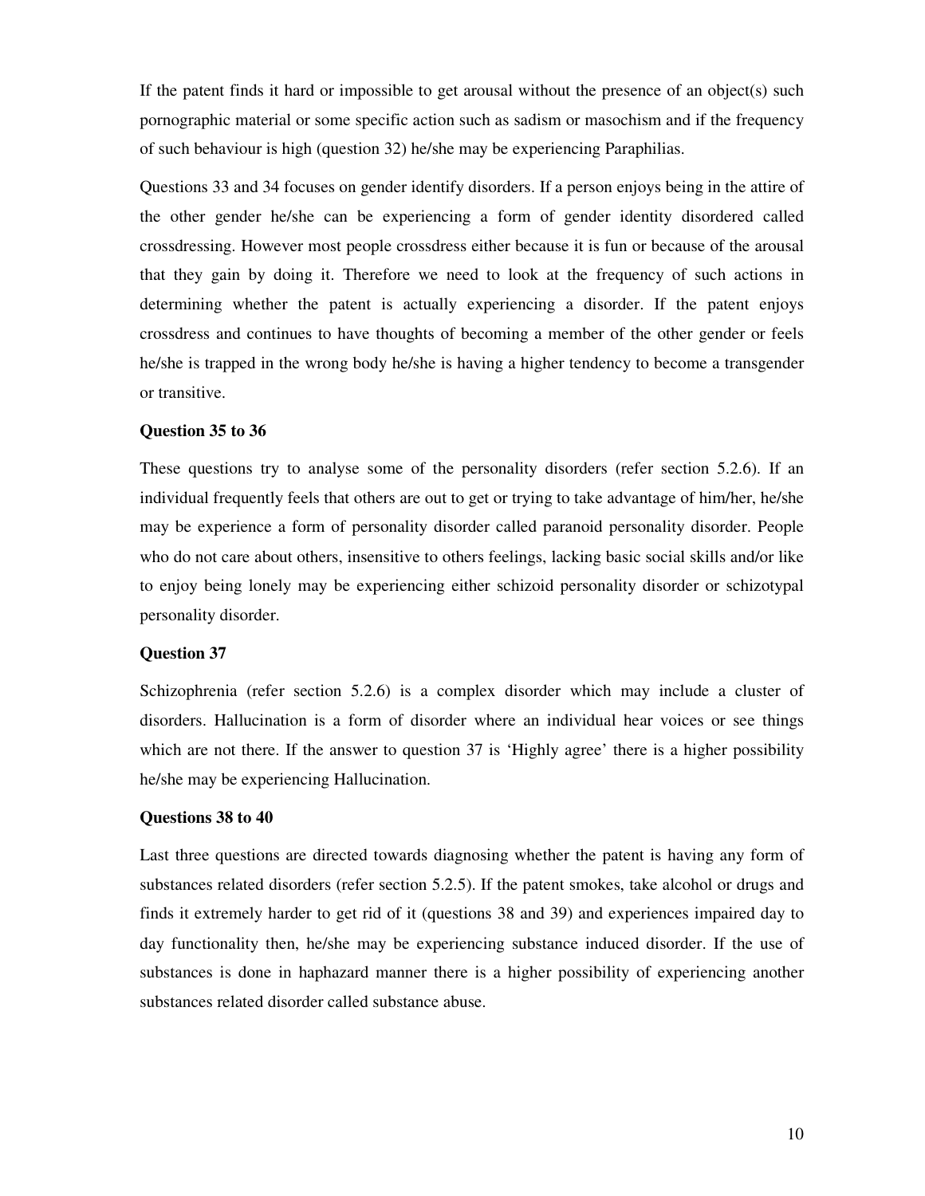If the patent finds it hard or impossible to get arousal without the presence of an object(s) such pornographic material or some specific action such as sadism or masochism and if the frequency of such behaviour is high (question 32) he/she may be experiencing Paraphilias.

Questions 33 and 34 focuses on gender identify disorders. If a person enjoys being in the attire of the other gender he/she can be experiencing a form of gender identity disordered called crossdressing. However most people crossdress either because it is fun or because of the arousal that they gain by doing it. Therefore we need to look at the frequency of such actions in determining whether the patent is actually experiencing a disorder. If the patent enjoys crossdress and continues to have thoughts of becoming a member of the other gender or feels he/she is trapped in the wrong body he/she is having a higher tendency to become a transgender or transitive.

#### Question 35 to 36

These questions try to analyse some of the personality disorders (refer section 5.2.6). If an individual frequently feels that others are out to get or trying to take advantage of him/her, he/she may be experience a form of personality disorder called paranoid personality disorder. People who do not care about others, insensitive to others feelings, lacking basic social skills and/or like to enjoy being lonely may be experiencing either schizoid personality disorder or schizotypal personality disorder.

#### Question 37

Schizophrenia (refer section 5.2.6) is a complex disorder which may include a cluster of disorders. Hallucination is a form of disorder where an individual hear voices or see things which are not there. If the answer to question 37 is 'Highly agree' there is a higher possibility he/she may be experiencing Hallucination.

#### Questions 38 to 40

Last three questions are directed towards diagnosing whether the patent is having any form of substances related disorders (refer section 5.2.5). If the patent smokes, take alcohol or drugs and finds it extremely harder to get rid of it (questions 38 and 39) and experiences impaired day to day functionality then, he/she may be experiencing substance induced disorder. If the use of substances is done in haphazard manner there is a higher possibility of experiencing another substances related disorder called substance abuse.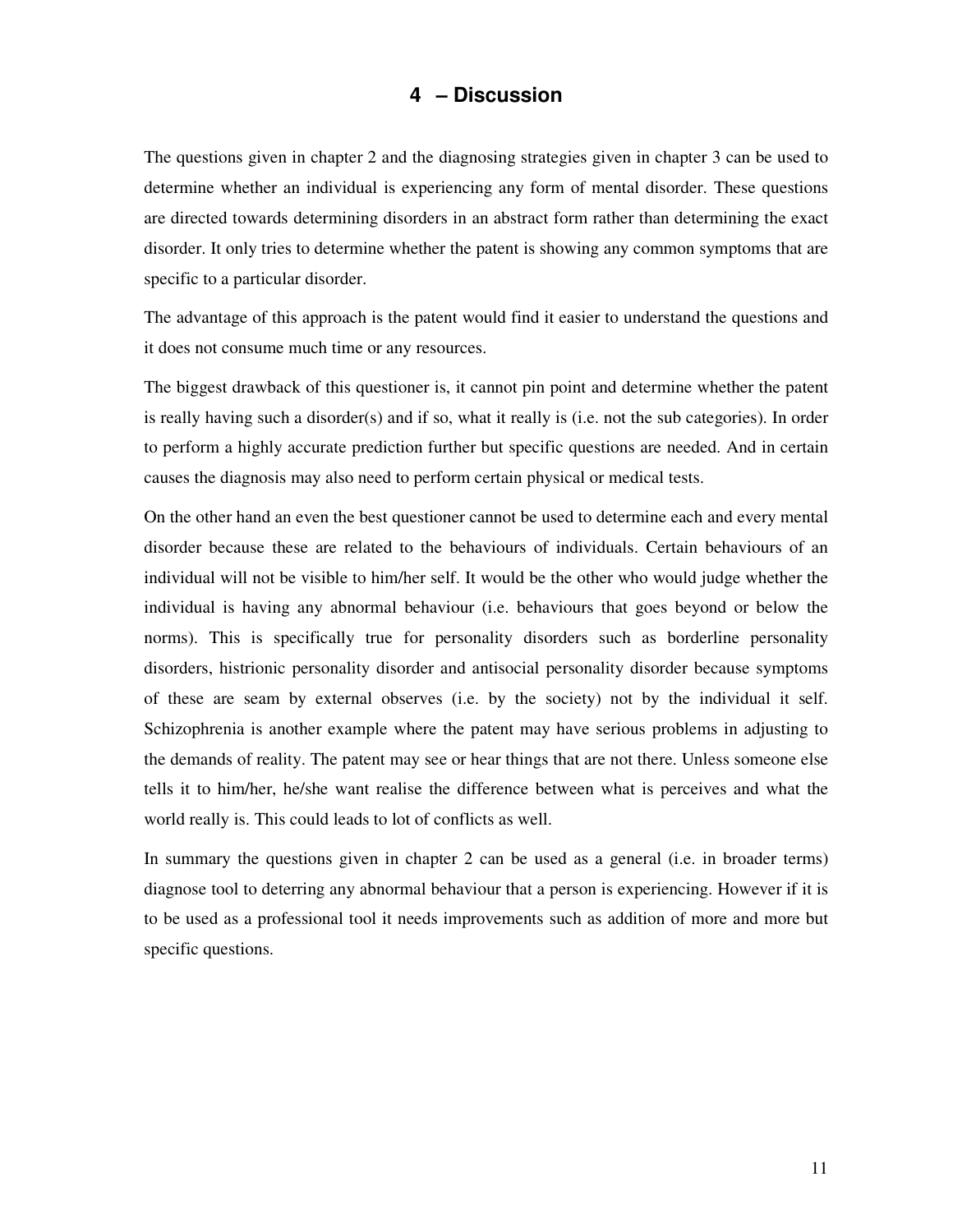# 4 – Discussion

The questions given in chapter 2 and the diagnosing strategies given in chapter 3 can be used to determine whether an individual is experiencing any form of mental disorder. These questions are directed towards determining disorders in an abstract form rather than determining the exact disorder. It only tries to determine whether the patent is showing any common symptoms that are specific to a particular disorder.

The advantage of this approach is the patent would find it easier to understand the questions and it does not consume much time or any resources.

The biggest drawback of this questioner is, it cannot pin point and determine whether the patent is really having such a disorder(s) and if so, what it really is (i.e. not the sub categories). In order to perform a highly accurate prediction further but specific questions are needed. And in certain causes the diagnosis may also need to perform certain physical or medical tests.

On the other hand an even the best questioner cannot be used to determine each and every mental disorder because these are related to the behaviours of individuals. Certain behaviours of an individual will not be visible to him/her self. It would be the other who would judge whether the individual is having any abnormal behaviour (i.e. behaviours that goes beyond or below the norms). This is specifically true for personality disorders such as borderline personality disorders, histrionic personality disorder and antisocial personality disorder because symptoms of these are seam by external observes (i.e. by the society) not by the individual it self. Schizophrenia is another example where the patent may have serious problems in adjusting to the demands of reality. The patent may see or hear things that are not there. Unless someone else tells it to him/her, he/she want realise the difference between what is perceives and what the world really is. This could leads to lot of conflicts as well.

In summary the questions given in chapter 2 can be used as a general (i.e. in broader terms) diagnose tool to deterring any abnormal behaviour that a person is experiencing. However if it is to be used as a professional tool it needs improvements such as addition of more and more but specific questions.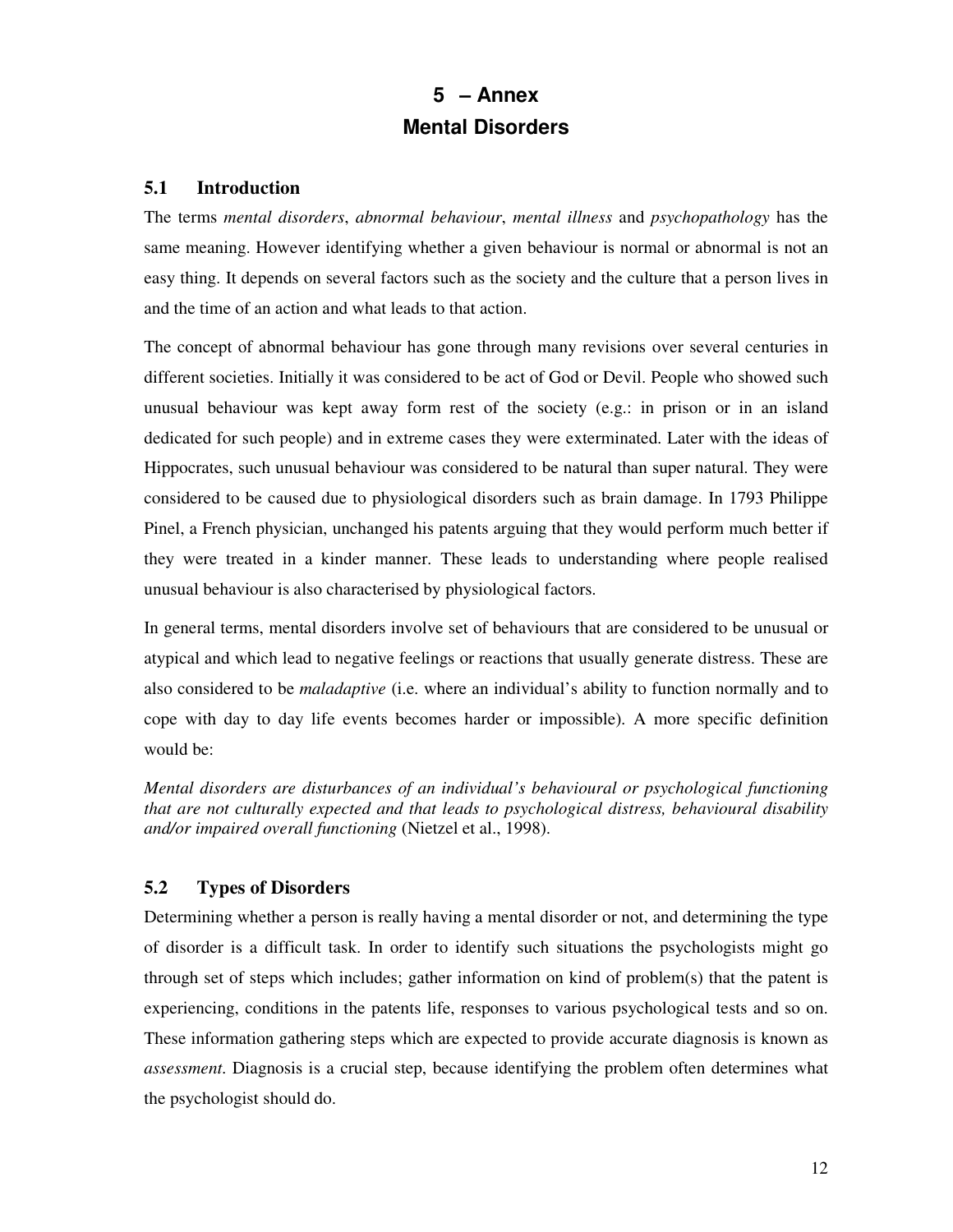# 5 – Annex
# Mental Disorders

## 5.1 Introduction

The terms *mental disorders*, *abnormal behaviour*, *mental illness* and *psychopathology* has the same meaning. However identifying whether a given behaviour is normal or abnormal is not an easy thing. It depends on several factors such as the society and the culture that a person lives in and the time of an action and what leads to that action.

The concept of abnormal behaviour has gone through many revisions over several centuries in different societies. Initially it was considered to be act of God or Devil. People who showed such unusual behaviour was kept away form rest of the society (e.g.: in prison or in an island dedicated for such people) and in extreme cases they were exterminated. Later with the ideas of Hippocrates, such unusual behaviour was considered to be natural than super natural. They were considered to be caused due to physiological disorders such as brain damage. In 1793 Philippe Pinel, a French physician, unchanged his patents arguing that they would perform much better if they were treated in a kinder manner. These leads to understanding where people realised unusual behaviour is also characterised by physiological factors.

In general terms, mental disorders involve set of behaviours that are considered to be unusual or atypical and which lead to negative feelings or reactions that usually generate distress. These are also considered to be *maladaptive* (i.e. where an individual's ability to function normally and to cope with day to day life events becomes harder or impossible). A more specific definition would be:

*Mental disorders are disturbances of an individual's behavioural or psychological functioning that are not culturally expected and that leads to psychological distress, behavioural disability and/or impaired overall functioning* (Nietzel et al., 1998).

## 5.2 Types of Disorders

Determining whether a person is really having a mental disorder or not, and determining the type of disorder is a difficult task. In order to identify such situations the psychologists might go through set of steps which includes; gather information on kind of problem(s) that the patent is experiencing, conditions in the patents life, responses to various psychological tests and so on. These information gathering steps which are expected to provide accurate diagnosis is known as *assessment*. Diagnosis is a crucial step, because identifying the problem often determines what the psychologist should do.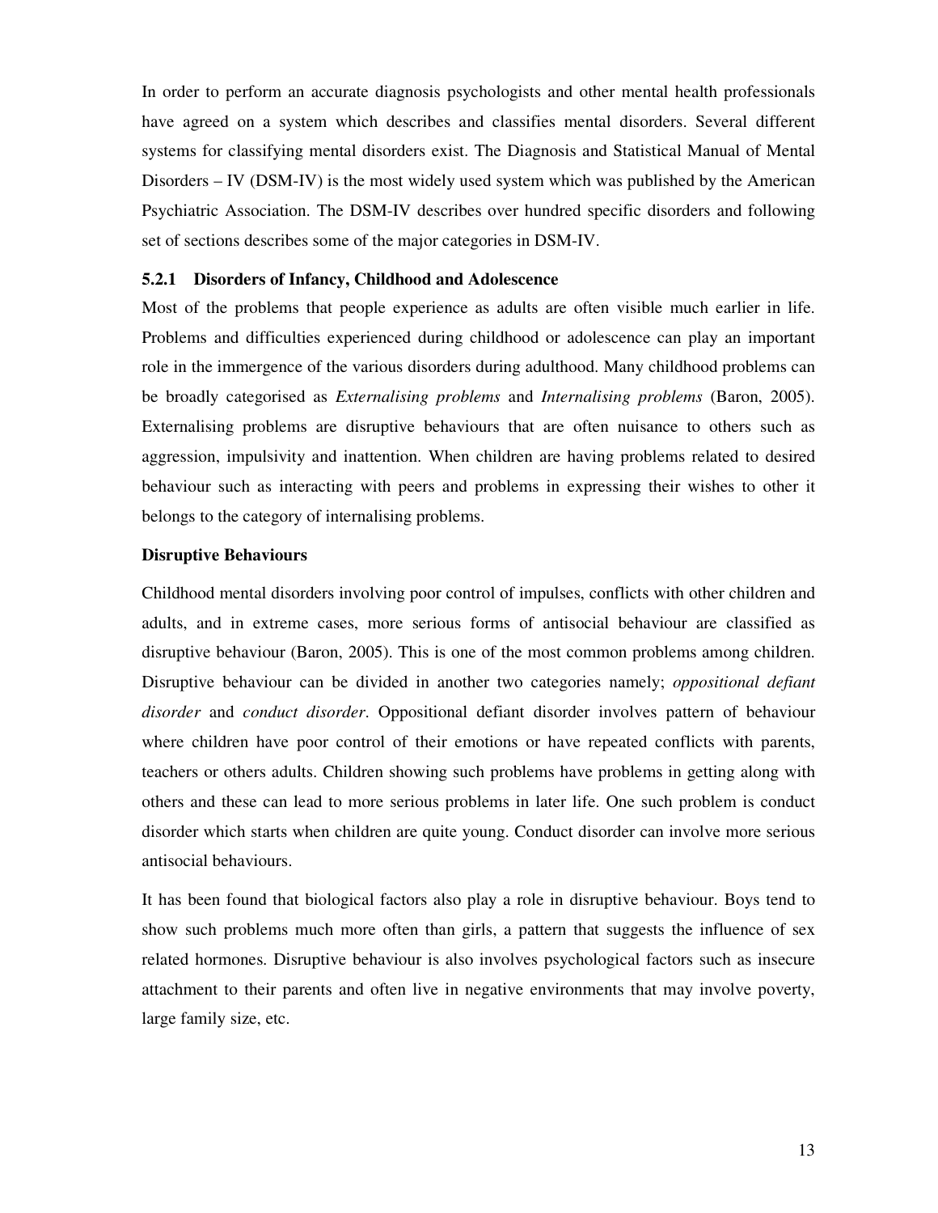In order to perform an accurate diagnosis psychologists and other mental health professionals have agreed on a system which describes and classifies mental disorders. Several different systems for classifying mental disorders exist. The Diagnosis and Statistical Manual of Mental Disorders – IV (DSM-IV) is the most widely used system which was published by the American Psychiatric Association. The DSM-IV describes over hundred specific disorders and following set of sections describes some of the major categories in DSM-IV.

### 5.2.1 Disorders of Infancy, Childhood and Adolescence

Most of the problems that people experience as adults are often visible much earlier in life. Problems and difficulties experienced during childhood or adolescence can play an important role in the immergence of the various disorders during adulthood. Many childhood problems can be broadly categorised as *Externalising problems* and *Internalising problems* (Baron, 2005). Externalising problems are disruptive behaviours that are often nuisance to others such as aggression, impulsivity and inattention. When children are having problems related to desired behaviour such as interacting with peers and problems in expressing their wishes to other it belongs to the category of internalising problems.

**Disruptive Behaviours**

Childhood mental disorders involving poor control of impulses, conflicts with other children and adults, and in extreme cases, more serious forms of antisocial behaviour are classified as disruptive behaviour (Baron, 2005). This is one of the most common problems among children. Disruptive behaviour can be divided in another two categories namely; *oppositional defiant disorder* and *conduct disorder*. Oppositional defiant disorder involves pattern of behaviour where children have poor control of their emotions or have repeated conflicts with parents, teachers or others adults. Children showing such problems have problems in getting along with others and these can lead to more serious problems in later life. One such problem is conduct disorder which starts when children are quite young. Conduct disorder can involve more serious antisocial behaviours.

It has been found that biological factors also play a role in disruptive behaviour. Boys tend to show such problems much more often than girls, a pattern that suggests the influence of sex related hormones. Disruptive behaviour is also involves psychological factors such as insecure attachment to their parents and often live in negative environments that may involve poverty, large family size, etc.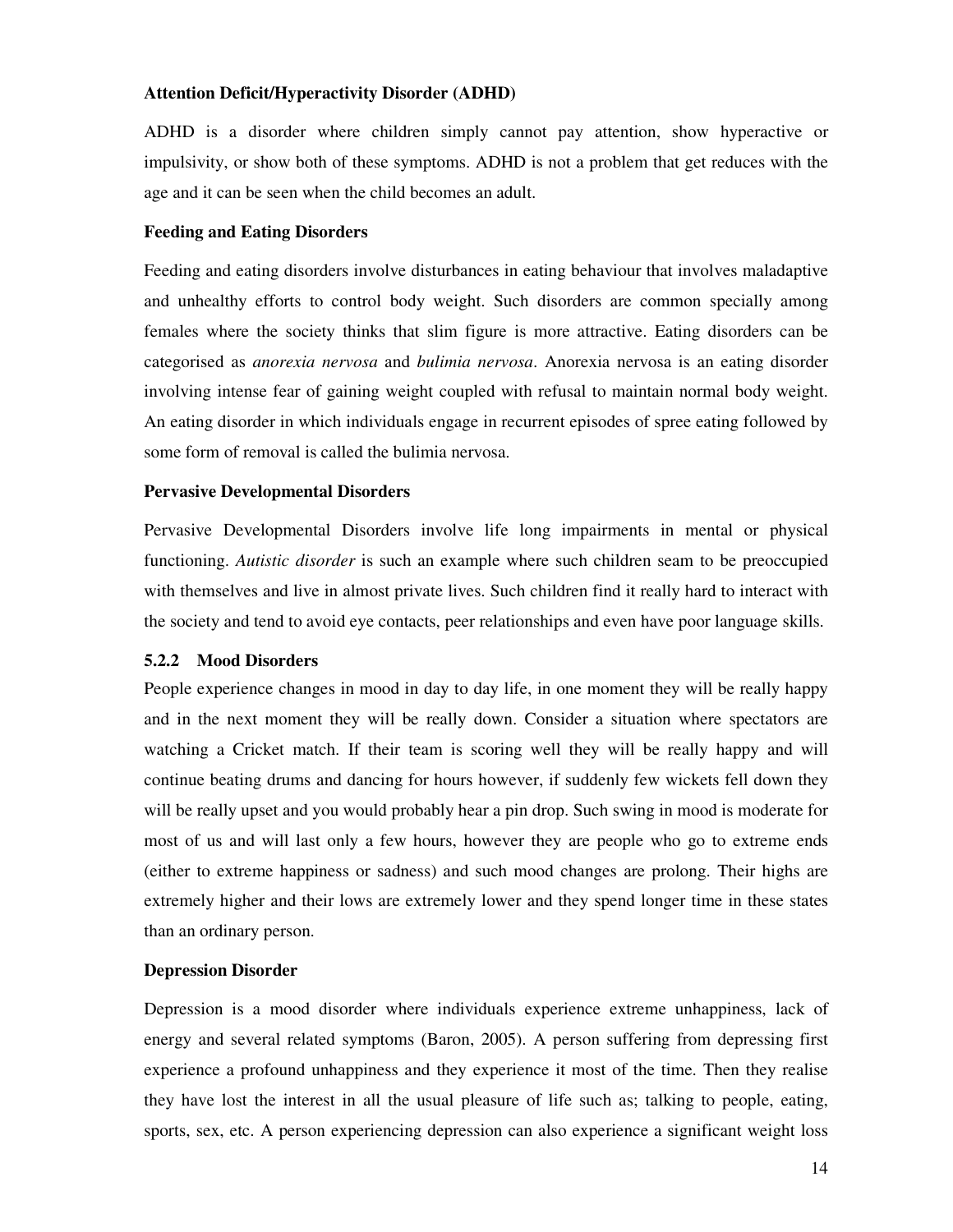**Attention Deficit/Hyperactivity Disorder (ADHD)**

ADHD is a disorder where children simply cannot pay attention, show hyperactive or impulsivity, or show both of these symptoms. ADHD is not a problem that get reduces with the age and it can be seen when the child becomes an adult.

**Feeding and Eating Disorders**

Feeding and eating disorders involve disturbances in eating behaviour that involves maladaptive and unhealthy efforts to control body weight. Such disorders are common specially among females where the society thinks that slim figure is more attractive. Eating disorders can be categorised as *anorexia nervosa* and *bulimia nervosa*. Anorexia nervosa is an eating disorder involving intense fear of gaining weight coupled with refusal to maintain normal body weight. An eating disorder in which individuals engage in recurrent episodes of spree eating followed by some form of removal is called the bulimia nervosa.

**Pervasive Developmental Disorders**

Pervasive Developmental Disorders involve life long impairments in mental or physical functioning. *Autistic disorder* is such an example where such children seam to be preoccupied with themselves and live in almost private lives. Such children find it really hard to interact with the society and tend to avoid eye contacts, peer relationships and even have poor language skills.

### 5.2.2 Mood Disorders

People experience changes in mood in day to day life, in one moment they will be really happy and in the next moment they will be really down. Consider a situation where spectators are watching a Cricket match. If their team is scoring well they will be really happy and will continue beating drums and dancing for hours however, if suddenly few wickets fell down they will be really upset and you would probably hear a pin drop. Such swing in mood is moderate for most of us and will last only a few hours, however they are people who go to extreme ends (either to extreme happiness or sadness) and such mood changes are prolong. Their highs are extremely higher and their lows are extremely lower and they spend longer time in these states than an ordinary person.

**Depression Disorder**

Depression is a mood disorder where individuals experience extreme unhappiness, lack of energy and several related symptoms (Baron, 2005). A person suffering from depressing first experience a profound unhappiness and they experience it most of the time. Then they realise they have lost the interest in all the usual pleasure of life such as; talking to people, eating, sports, sex, etc. A person experiencing depression can also experience a significant weight loss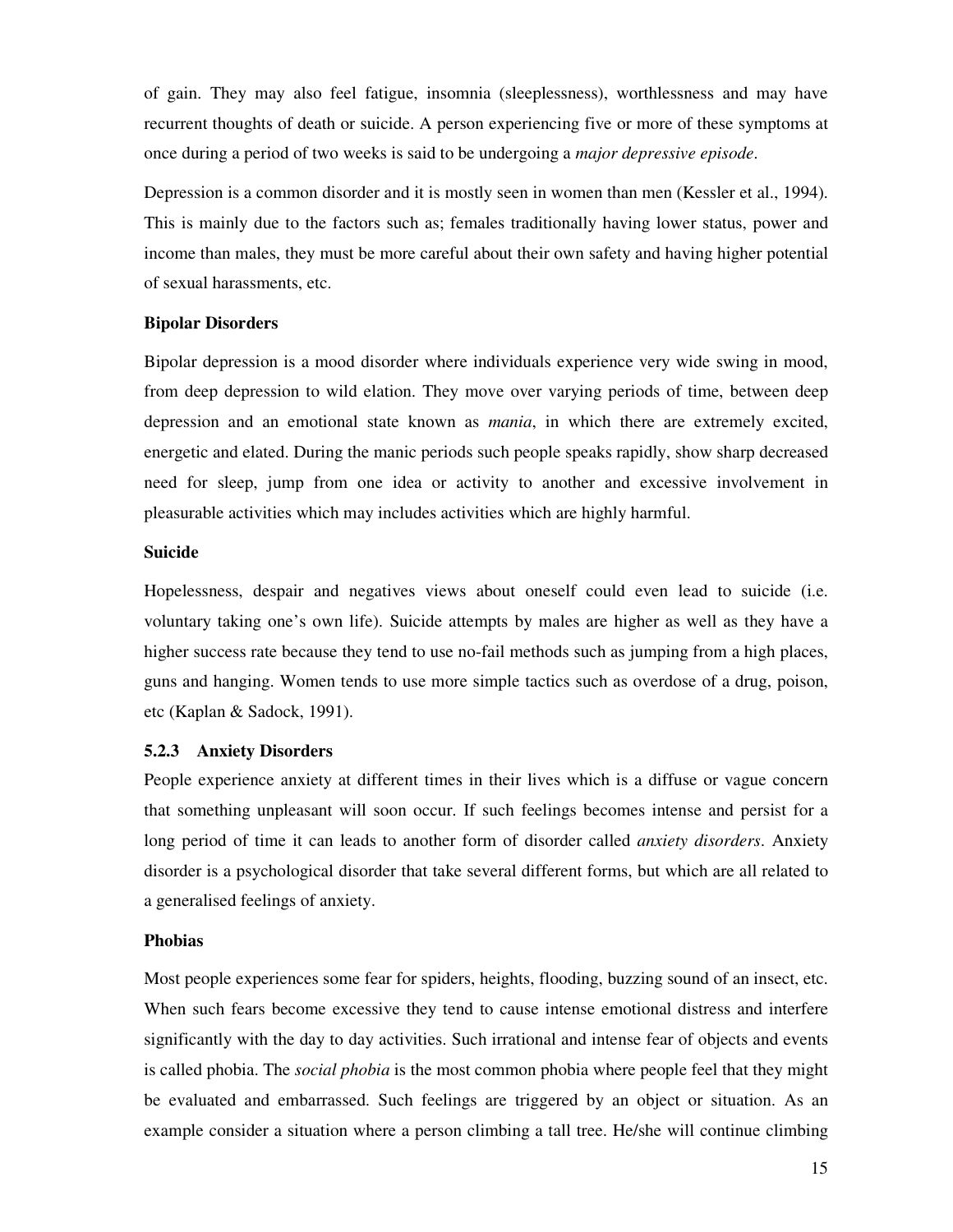of gain. They may also feel fatigue, insomnia (sleeplessness), worthlessness and may have recurrent thoughts of death or suicide. A person experiencing five or more of these symptoms at once during a period of two weeks is said to be undergoing a *major depressive episode*.

Depression is a common disorder and it is mostly seen in women than men (Kessler et al., 1994). This is mainly due to the factors such as; females traditionally having lower status, power and income than males, they must be more careful about their own safety and having higher potential of sexual harassments, etc.

**Bipolar Disorders**

Bipolar depression is a mood disorder where individuals experience very wide swing in mood, from deep depression to wild elation. They move over varying periods of time, between deep depression and an emotional state known as *mania*, in which there are extremely excited, energetic and elated. During the manic periods such people speaks rapidly, show sharp decreased need for sleep, jump from one idea or activity to another and excessive involvement in pleasurable activities which may includes activities which are highly harmful.

**Suicide**

Hopelessness, despair and negatives views about oneself could even lead to suicide (i.e. voluntary taking one's own life). Suicide attempts by males are higher as well as they have a higher success rate because they tend to use no-fail methods such as jumping from a high places, guns and hanging. Women tends to use more simple tactics such as overdose of a drug, poison, etc (Kaplan & Sadock, 1991).

### 5.2.3 Anxiety Disorders

People experience anxiety at different times in their lives which is a diffuse or vague concern that something unpleasant will soon occur. If such feelings becomes intense and persist for a long period of time it can leads to another form of disorder called *anxiety disorders*. Anxiety disorder is a psychological disorder that take several different forms, but which are all related to a generalised feelings of anxiety.

**Phobias**

Most people experiences some fear for spiders, heights, flooding, buzzing sound of an insect, etc. When such fears become excessive they tend to cause intense emotional distress and interfere significantly with the day to day activities. Such irrational and intense fear of objects and events is called phobia. The *social phobia* is the most common phobia where people feel that they might be evaluated and embarrassed. Such feelings are triggered by an object or situation. As an example consider a situation where a person climbing a tall tree. He/she will continue climbing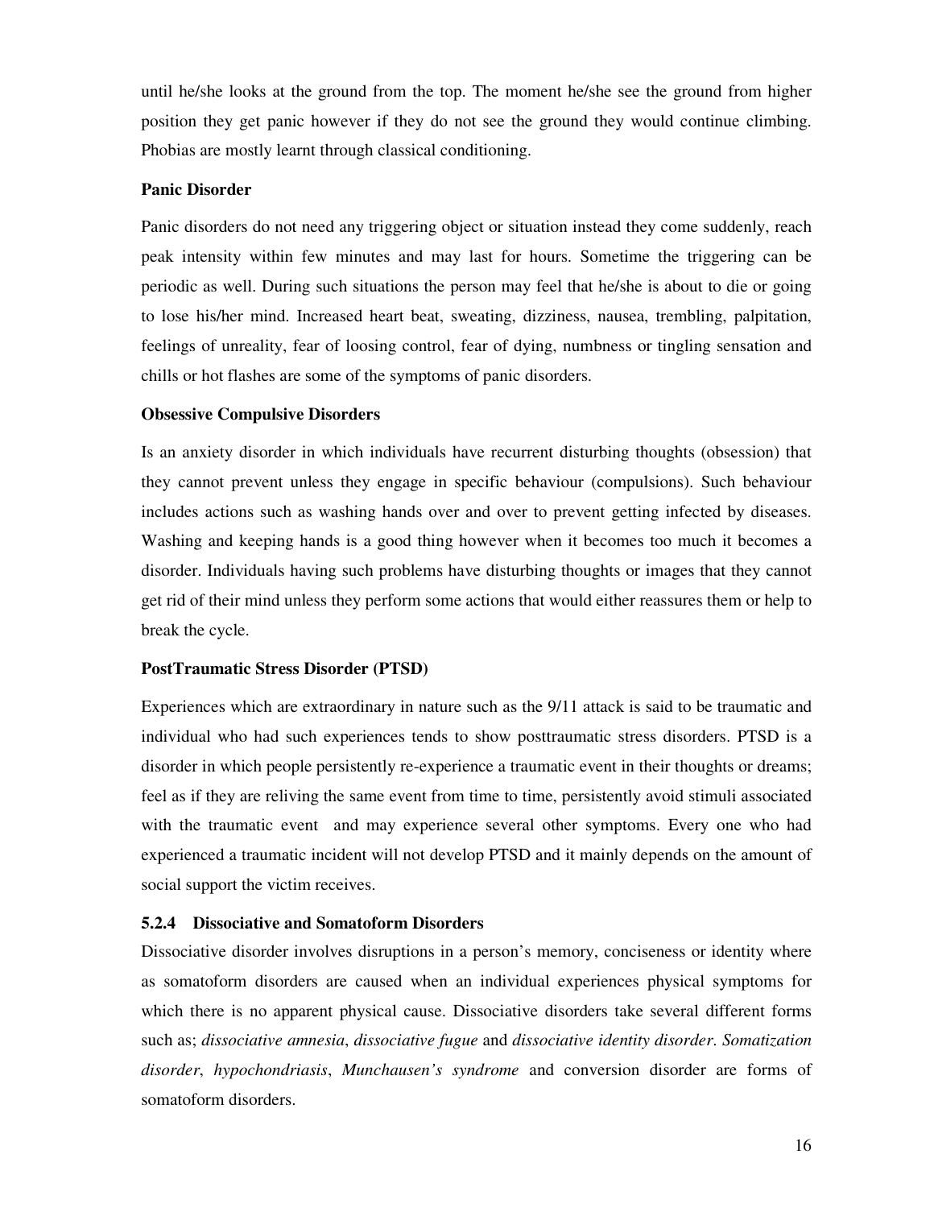until he/she looks at the ground from the top. The moment he/she see the ground from higher position they get panic however if they do not see the ground they would continue climbing. Phobias are mostly learnt through classical conditioning.

**Panic Disorder**

Panic disorders do not need any triggering object or situation instead they come suddenly, reach peak intensity within few minutes and may last for hours. Sometime the triggering can be periodic as well. During such situations the person may feel that he/she is about to die or going to lose his/her mind. Increased heart beat, sweating, dizziness, nausea, trembling, palpitation, feelings of unreality, fear of loosing control, fear of dying, numbness or tingling sensation and chills or hot flashes are some of the symptoms of panic disorders.

**Obsessive Compulsive Disorders**

Is an anxiety disorder in which individuals have recurrent disturbing thoughts (obsession) that they cannot prevent unless they engage in specific behaviour (compulsions). Such behaviour includes actions such as washing hands over and over to prevent getting infected by diseases. Washing and keeping hands is a good thing however when it becomes too much it becomes a disorder. Individuals having such problems have disturbing thoughts or images that they cannot get rid of their mind unless they perform some actions that would either reassures them or help to break the cycle.

**PostTraumatic Stress Disorder (PTSD)**

Experiences which are extraordinary in nature such as the 9/11 attack is said to be traumatic and individual who had such experiences tends to show posttraumatic stress disorders. PTSD is a disorder in which people persistently re-experience a traumatic event in their thoughts or dreams; feel as if they are reliving the same event from time to time, persistently avoid stimuli associated with the traumatic event and may experience several other symptoms. Every one who had experienced a traumatic incident will not develop PTSD and it mainly depends on the amount of social support the victim receives.

### 5.2.4 Dissociative and Somatoform Disorders

Dissociative disorder involves disruptions in a person's memory, conciseness or identity where as somatoform disorders are caused when an individual experiences physical symptoms for which there is no apparent physical cause. Dissociative disorders take several different forms such as; *dissociative amnesia*, *dissociative fugue* and *dissociative identity disorder*. *Somatization disorder*, *hypochondriasis*, *Munchausen's syndrome* and conversion disorder are forms of somatoform disorders.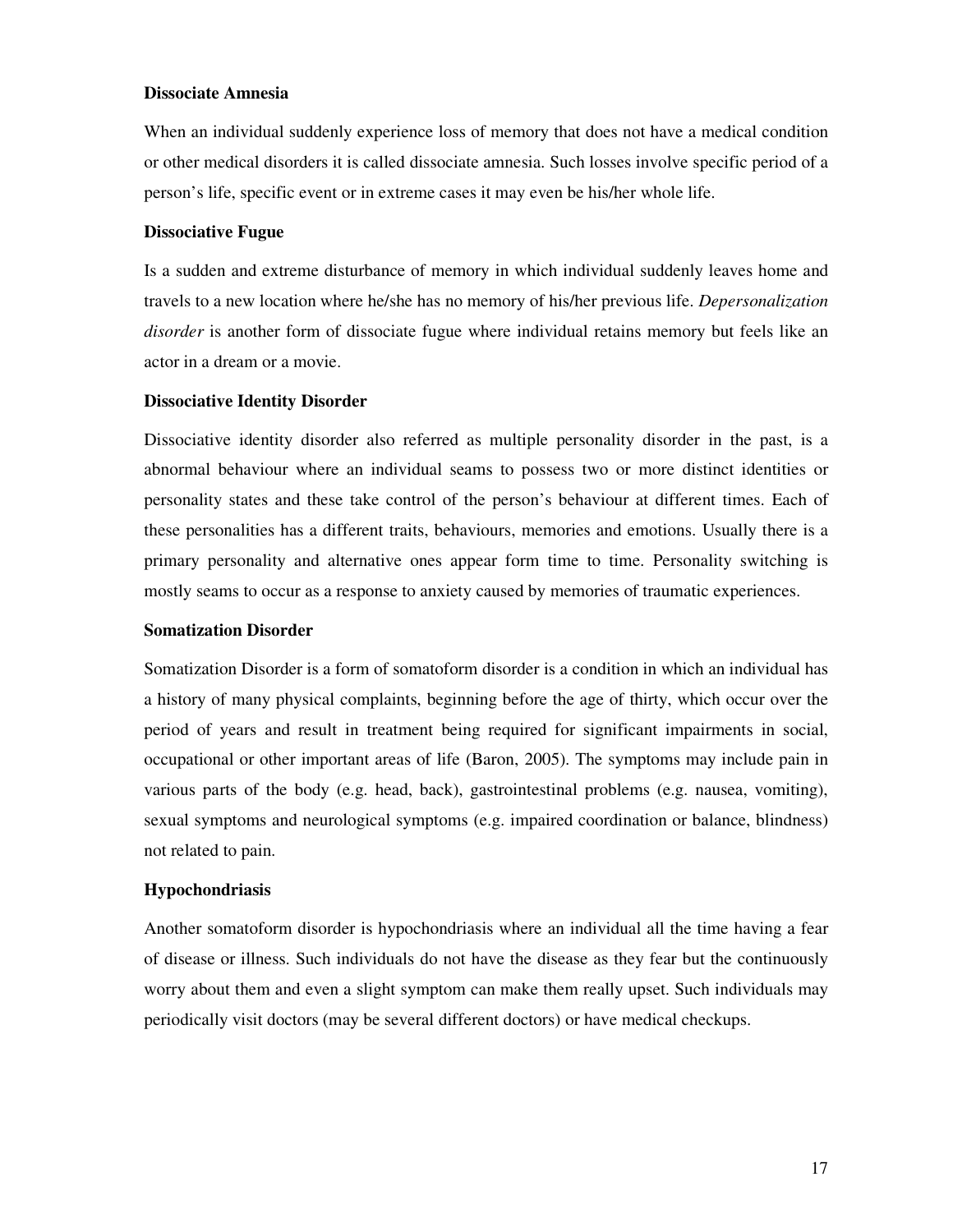**Dissociate Amnesia**

When an individual suddenly experience loss of memory that does not have a medical condition or other medical disorders it is called dissociate amnesia. Such losses involve specific period of a person's life, specific event or in extreme cases it may even be his/her whole life.

**Dissociative Fugue**

Is a sudden and extreme disturbance of memory in which individual suddenly leaves home and travels to a new location where he/she has no memory of his/her previous life. *Depersonalization disorder* is another form of dissociate fugue where individual retains memory but feels like an actor in a dream or a movie.

**Dissociative Identity Disorder**

Dissociative identity disorder also referred as multiple personality disorder in the past, is a abnormal behaviour where an individual seams to possess two or more distinct identities or personality states and these take control of the person's behaviour at different times. Each of these personalities has a different traits, behaviours, memories and emotions. Usually there is a primary personality and alternative ones appear form time to time. Personality switching is mostly seams to occur as a response to anxiety caused by memories of traumatic experiences.

**Somatization Disorder**

Somatization Disorder is a form of somatoform disorder is a condition in which an individual has a history of many physical complaints, beginning before the age of thirty, which occur over the period of years and result in treatment being required for significant impairments in social, occupational or other important areas of life (Baron, 2005). The symptoms may include pain in various parts of the body (e.g. head, back), gastrointestinal problems (e.g. nausea, vomiting), sexual symptoms and neurological symptoms (e.g. impaired coordination or balance, blindness) not related to pain.

**Hypochondriasis**

Another somatoform disorder is hypochondriasis where an individual all the time having a fear of disease or illness. Such individuals do not have the disease as they fear but the continuously worry about them and even a slight symptom can make them really upset. Such individuals may periodically visit doctors (may be several different doctors) or have medical checkups.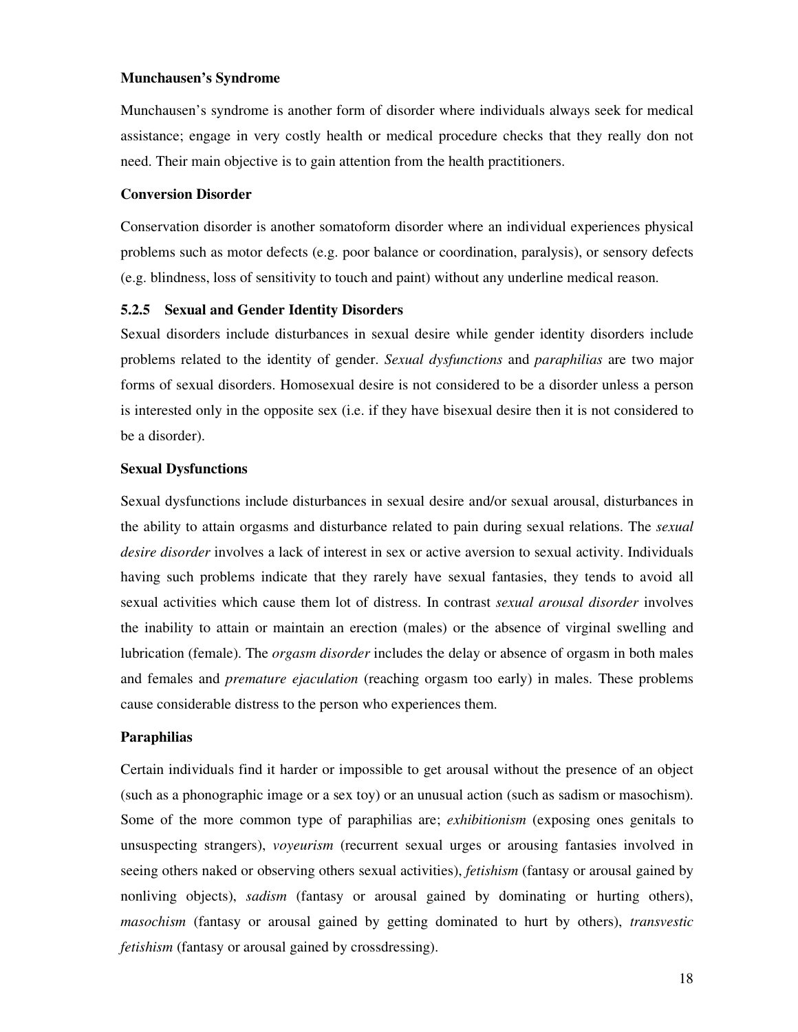**Munchausen's Syndrome**

Munchausen's syndrome is another form of disorder where individuals always seek for medical assistance; engage in very costly health or medical procedure checks that they really don not need. Their main objective is to gain attention from the health practitioners.

**Conversion Disorder**

Conservation disorder is another somatoform disorder where an individual experiences physical problems such as motor defects (e.g. poor balance or coordination, paralysis), or sensory defects (e.g. blindness, loss of sensitivity to touch and paint) without any underline medical reason.

### 5.2.5 Sexual and Gender Identity Disorders

Sexual disorders include disturbances in sexual desire while gender identity disorders include problems related to the identity of gender. *Sexual dysfunctions* and *paraphilias* are two major forms of sexual disorders. Homosexual desire is not considered to be a disorder unless a person is interested only in the opposite sex (i.e. if they have bisexual desire then it is not considered to be a disorder).

**Sexual Dysfunctions**

Sexual dysfunctions include disturbances in sexual desire and/or sexual arousal, disturbances in the ability to attain orgasms and disturbance related to pain during sexual relations. The *sexual desire disorder* involves a lack of interest in sex or active aversion to sexual activity. Individuals having such problems indicate that they rarely have sexual fantasies, they tends to avoid all sexual activities which cause them lot of distress. In contrast *sexual arousal disorder* involves the inability to attain or maintain an erection (males) or the absence of virginal swelling and lubrication (female). The *orgasm disorder* includes the delay or absence of orgasm in both males and females and *premature ejaculation* (reaching orgasm too early) in males. These problems cause considerable distress to the person who experiences them.

**Paraphilias**

Certain individuals find it harder or impossible to get arousal without the presence of an object (such as a phonographic image or a sex toy) or an unusual action (such as sadism or masochism). Some of the more common type of paraphilias are; *exhibitionism* (exposing ones genitals to unsuspecting strangers), *voyeurism* (recurrent sexual urges or arousing fantasies involved in seeing others naked or observing others sexual activities), *fetishism* (fantasy or arousal gained by nonliving objects), *sadism* (fantasy or arousal gained by dominating or hurting others), *masochism* (fantasy or arousal gained by getting dominated to hurt by others), *transvestic fetishism* (fantasy or arousal gained by crossdressing).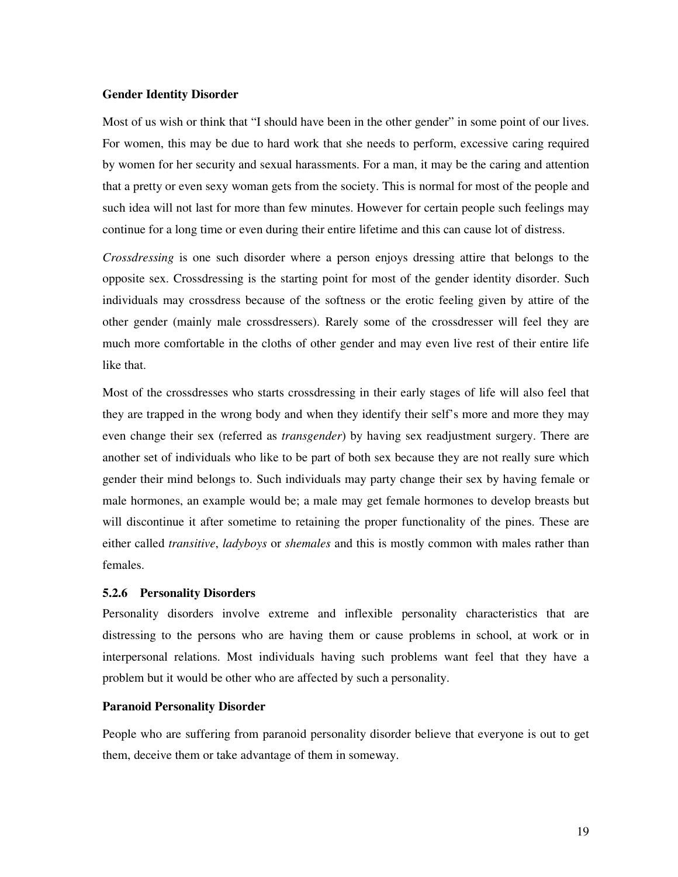**Gender Identity Disorder**

Most of us wish or think that "I should have been in the other gender" in some point of our lives. For women, this may be due to hard work that she needs to perform, excessive caring required by women for her security and sexual harassments. For a man, it may be the caring and attention that a pretty or even sexy woman gets from the society. This is normal for most of the people and such idea will not last for more than few minutes. However for certain people such feelings may continue for a long time or even during their entire lifetime and this can cause lot of distress.

*Crossdressing* is one such disorder where a person enjoys dressing attire that belongs to the opposite sex. Crossdressing is the starting point for most of the gender identity disorder. Such individuals may crossdress because of the softness or the erotic feeling given by attire of the other gender (mainly male crossdressers). Rarely some of the crossdresser will feel they are much more comfortable in the cloths of other gender and may even live rest of their entire life like that.

Most of the crossdresses who starts crossdressing in their early stages of life will also feel that they are trapped in the wrong body and when they identify their self's more and more they may even change their sex (referred as *transgender*) by having sex readjustment surgery. There are another set of individuals who like to be part of both sex because they are not really sure which gender their mind belongs to. Such individuals may party change their sex by having female or male hormones, an example would be; a male may get female hormones to develop breasts but will discontinue it after sometime to retaining the proper functionality of the pines. These are either called *transitive*, *ladyboys* or *shemales* and this is mostly common with males rather than females.

### 5.2.6 Personality Disorders

Personality disorders involve extreme and inflexible personality characteristics that are distressing to the persons who are having them or cause problems in school, at work or in interpersonal relations. Most individuals having such problems want feel that they have a problem but it would be other who are affected by such a personality.

**Paranoid Personality Disorder**

People who are suffering from paranoid personality disorder believe that everyone is out to get them, deceive them or take advantage of them in someway.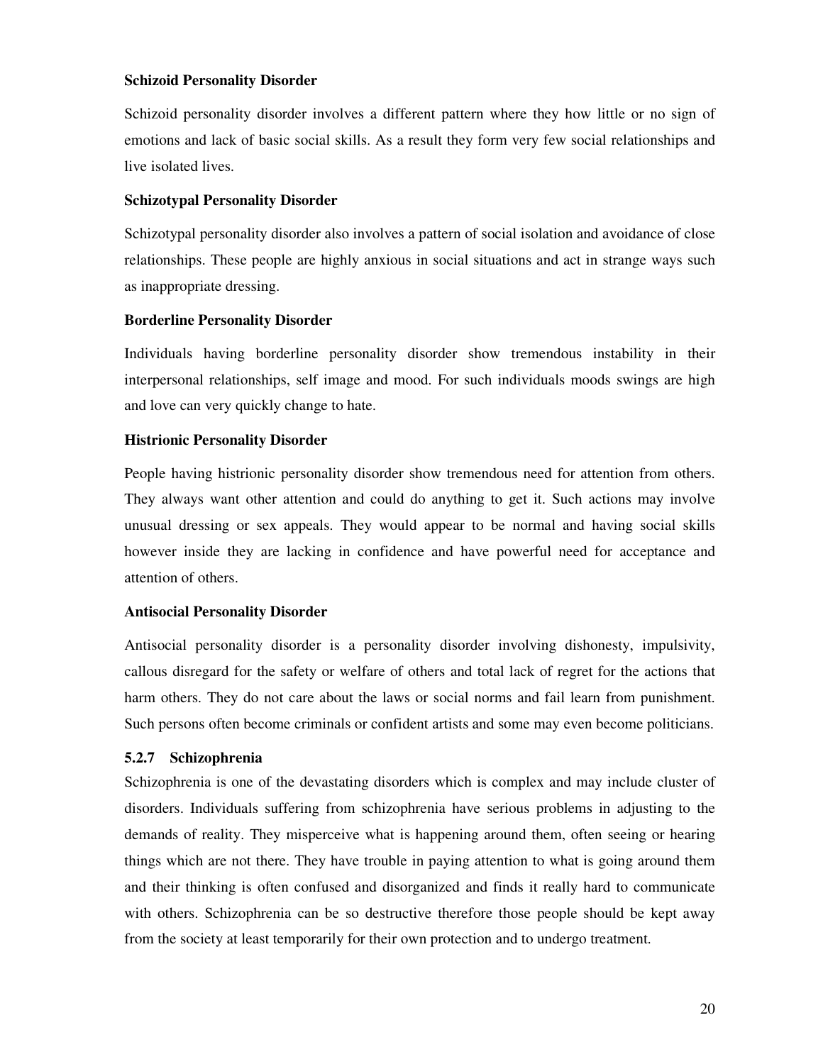**Schizoid Personality Disorder**

Schizoid personality disorder involves a different pattern where they how little or no sign of emotions and lack of basic social skills. As a result they form very few social relationships and live isolated lives.

**Schizotypal Personality Disorder**

Schizotypal personality disorder also involves a pattern of social isolation and avoidance of close relationships. These people are highly anxious in social situations and act in strange ways such as inappropriate dressing.

**Borderline Personality Disorder**

Individuals having borderline personality disorder show tremendous instability in their interpersonal relationships, self image and mood. For such individuals moods swings are high and love can very quickly change to hate.

**Histrionic Personality Disorder**

People having histrionic personality disorder show tremendous need for attention from others. They always want other attention and could do anything to get it. Such actions may involve unusual dressing or sex appeals. They would appear to be normal and having social skills however inside they are lacking in confidence and have powerful need for acceptance and attention of others.

**Antisocial Personality Disorder**

Antisocial personality disorder is a personality disorder involving dishonesty, impulsivity, callous disregard for the safety or welfare of others and total lack of regret for the actions that harm others. They do not care about the laws or social norms and fail learn from punishment. Such persons often become criminals or confident artists and some may even become politicians.

### 5.2.7 Schizophrenia

Schizophrenia is one of the devastating disorders which is complex and may include cluster of disorders. Individuals suffering from schizophrenia have serious problems in adjusting to the demands of reality. They misperceive what is happening around them, often seeing or hearing things which are not there. They have trouble in paying attention to what is going around them and their thinking is often confused and disorganized and finds it really hard to communicate with others. Schizophrenia can be so destructive therefore those people should be kept away from the society at least temporarily for their own protection and to undergo treatment.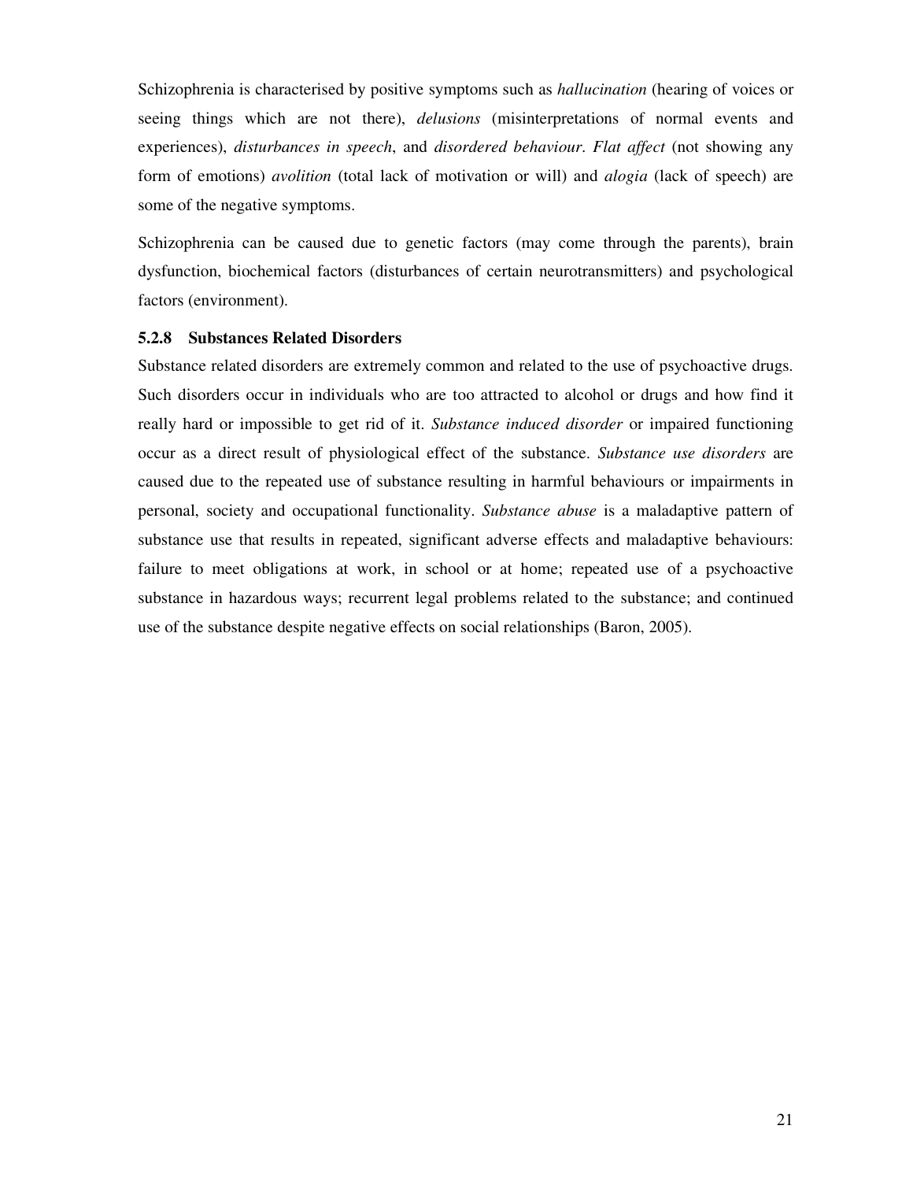Schizophrenia is characterised by positive symptoms such as *hallucination* (hearing of voices or seeing things which are not there), *delusions* (misinterpretations of normal events and experiences), *disturbances in speech*, and *disordered behaviour*. *Flat affect* (not showing any form of emotions) *avolition* (total lack of motivation or will) and *alogia* (lack of speech) are some of the negative symptoms.

Schizophrenia can be caused due to genetic factors (may come through the parents), brain dysfunction, biochemical factors (disturbances of certain neurotransmitters) and psychological factors (environment).

### 5.2.8 Substances Related Disorders

Substance related disorders are extremely common and related to the use of psychoactive drugs. Such disorders occur in individuals who are too attracted to alcohol or drugs and how find it really hard or impossible to get rid of it. *Substance induced disorder* or impaired functioning occur as a direct result of physiological effect of the substance. *Substance use disorders* are caused due to the repeated use of substance resulting in harmful behaviours or impairments in personal, society and occupational functionality. *Substance abuse* is a maladaptive pattern of substance use that results in repeated, significant adverse effects and maladaptive behaviours: failure to meet obligations at work, in school or at home; repeated use of a psychoactive substance in hazardous ways; recurrent legal problems related to the substance; and continued use of the substance despite negative effects on social relationships (Baron, 2005).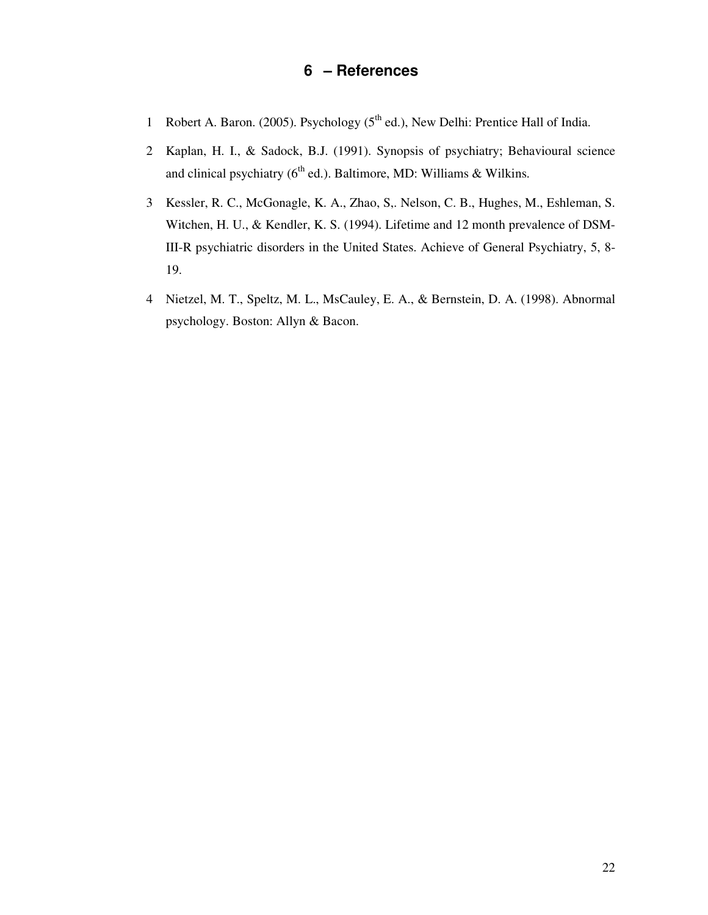# 6 – References

1. Robert A. Baron. (2005). Psychology (5th ed.), New Delhi: Prentice Hall of India.
2. Kaplan, H. I., & Sadock, B.J. (1991). Synopsis of psychiatry; Behavioural science and clinical psychiatry (6th ed.). Baltimore, MD: Williams & Wilkins.
3. Kessler, R. C., McGonagle, K. A., Zhao, S,. Nelson, C. B., Hughes, M., Eshleman, S. Witchen, H. U., & Kendler, K. S. (1994). Lifetime and 12 month prevalence of DSM-III-R psychiatric disorders in the United States. Achieve of General Psychiatry, 5, 8-19.
4. Nietzel, M. T., Speltz, M. L., MsCauley, E. A., & Bernstein, D. A. (1998). Abnormal psychology. Boston: Allyn & Bacon.